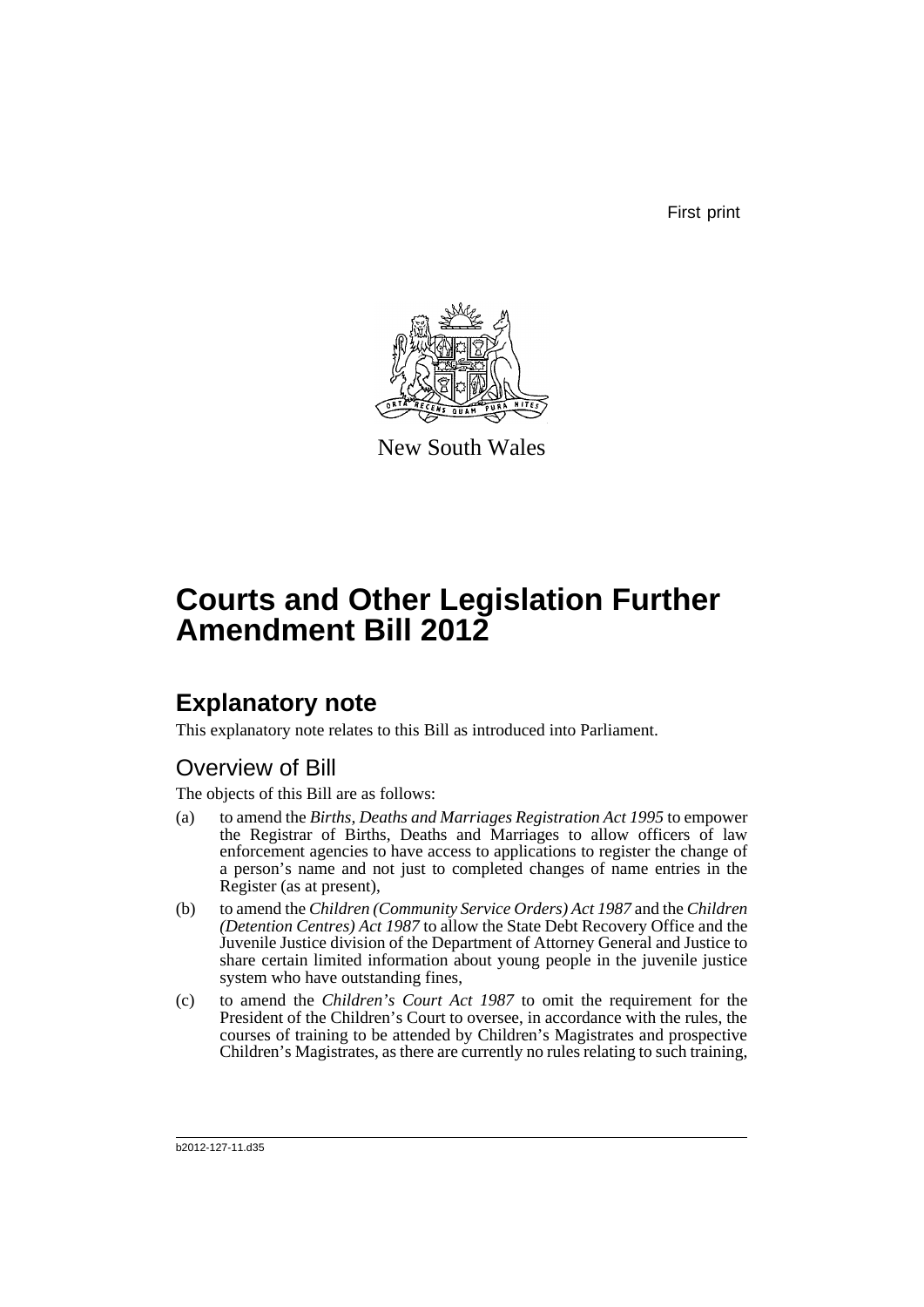First print

New South Wales

# Courts and Other Legislation Further Amendment Bill 2012

## Explanatory note

This explanatory note relates to this Bill as introduced into Parliament.

### Overview of Bill

The objects of this Bill are as follows:

(a) to amend the *Births, Deaths and Marriages Registration Act 1995* to empower the Registrar of Births, Deaths and Marriages to allow officers of law enforcement agencies to have access to applications to register the change of a person's name and not just to completed changes of name entries in the Register (as at present),

(b) to amend the *Children (Community Service Orders) Act 1987* and the *Children (Detention Centres) Act 1987* to allow the State Debt Recovery Office and the Juvenile Justice division of the Department of Attorney General and Justice to share certain limited information about young people in the juvenile justice system who have outstanding fines,

(c) to amend the *Children's Court Act 1987* to omit the requirement for the President of the Children's Court to oversee, in accordance with the rules, the courses of training to be attended by Children's Magistrates and prospective Children's Magistrates, as there are currently no rules relating to such training,

b2012-127-11.d35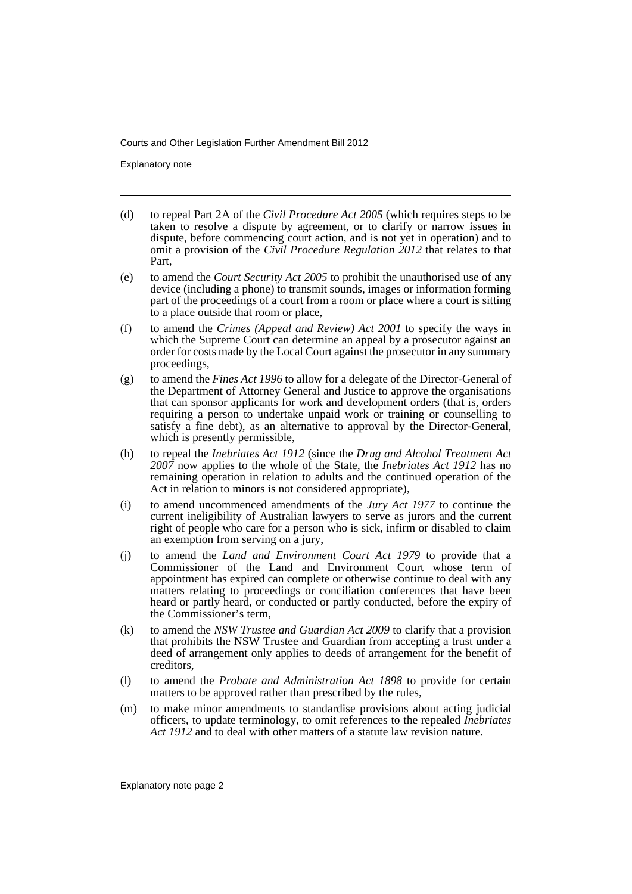- (d) to repeal Part 2A of the *Civil Procedure Act 2005* (which requires steps to be taken to resolve a dispute by agreement, or to clarify or narrow issues in dispute, before commencing court action, and is not yet in operation) and to omit a provision of the *Civil Procedure Regulation 2012* that relates to that Part,
- (e) to amend the *Court Security Act 2005* to prohibit the unauthorised use of any device (including a phone) to transmit sounds, images or information forming part of the proceedings of a court from a room or place where a court is sitting to a place outside that room or place,
- (f) to amend the *Crimes (Appeal and Review) Act 2001* to specify the ways in which the Supreme Court can determine an appeal by a prosecutor against an order for costs made by the Local Court against the prosecutor in any summary proceedings,
- (g) to amend the *Fines Act 1996* to allow for a delegate of the Director-General of the Department of Attorney General and Justice to approve the organisations that can sponsor applicants for work and development orders (that is, orders requiring a person to undertake unpaid work or training or counselling to satisfy a fine debt), as an alternative to approval by the Director-General, which is presently permissible,
- (h) to repeal the *Inebriates Act 1912* (since the *Drug and Alcohol Treatment Act 2007* now applies to the whole of the State, the *Inebriates Act 1912* has no remaining operation in relation to adults and the continued operation of the Act in relation to minors is not considered appropriate),
- (i) to amend uncommenced amendments of the *Jury Act 1977* to continue the current ineligibility of Australian lawyers to serve as jurors and the current right of people who care for a person who is sick, infirm or disabled to claim an exemption from serving on a jury,
- (j) to amend the *Land and Environment Court Act 1979* to provide that a Commissioner of the Land and Environment Court whose term of appointment has expired can complete or otherwise continue to deal with any matters relating to proceedings or conciliation conferences that have been heard or partly heard, or conducted or partly conducted, before the expiry of the Commissioner's term,
- (k) to amend the *NSW Trustee and Guardian Act 2009* to clarify that a provision that prohibits the NSW Trustee and Guardian from accepting a trust under a deed of arrangement only applies to deeds of arrangement for the benefit of creditors,
- (l) to amend the *Probate and Administration Act 1898* to provide for certain matters to be approved rather than prescribed by the rules,
- (m) to make minor amendments to standardise provisions about acting judicial officers, to update terminology, to omit references to the repealed *Inebriates Act 1912* and to deal with other matters of a statute law revision nature.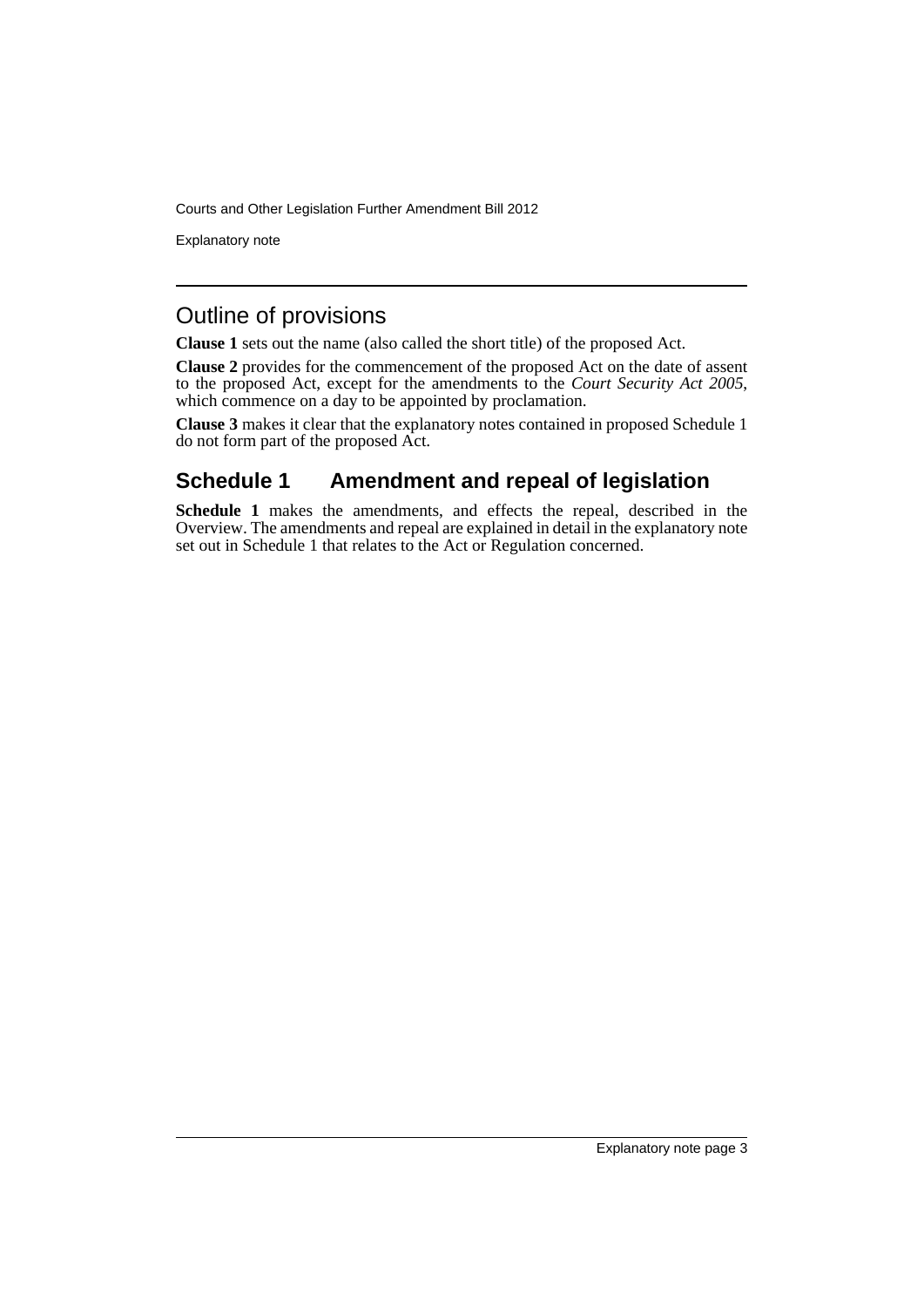## Outline of provisions

**Clause 1** sets out the name (also called the short title) of the proposed Act.

**Clause 2** provides for the commencement of the proposed Act on the date of assent to the proposed Act, except for the amendments to the *Court Security Act 2005*, which commence on a day to be appointed by proclamation.

**Clause 3** makes it clear that the explanatory notes contained in proposed Schedule 1 do not form part of the proposed Act.

## Schedule 1 Amendment and repeal of legislation

**Schedule 1** makes the amendments, and effects the repeal, described in the Overview. The amendments and repeal are explained in detail in the explanatory note set out in Schedule 1 that relates to the Act or Regulation concerned.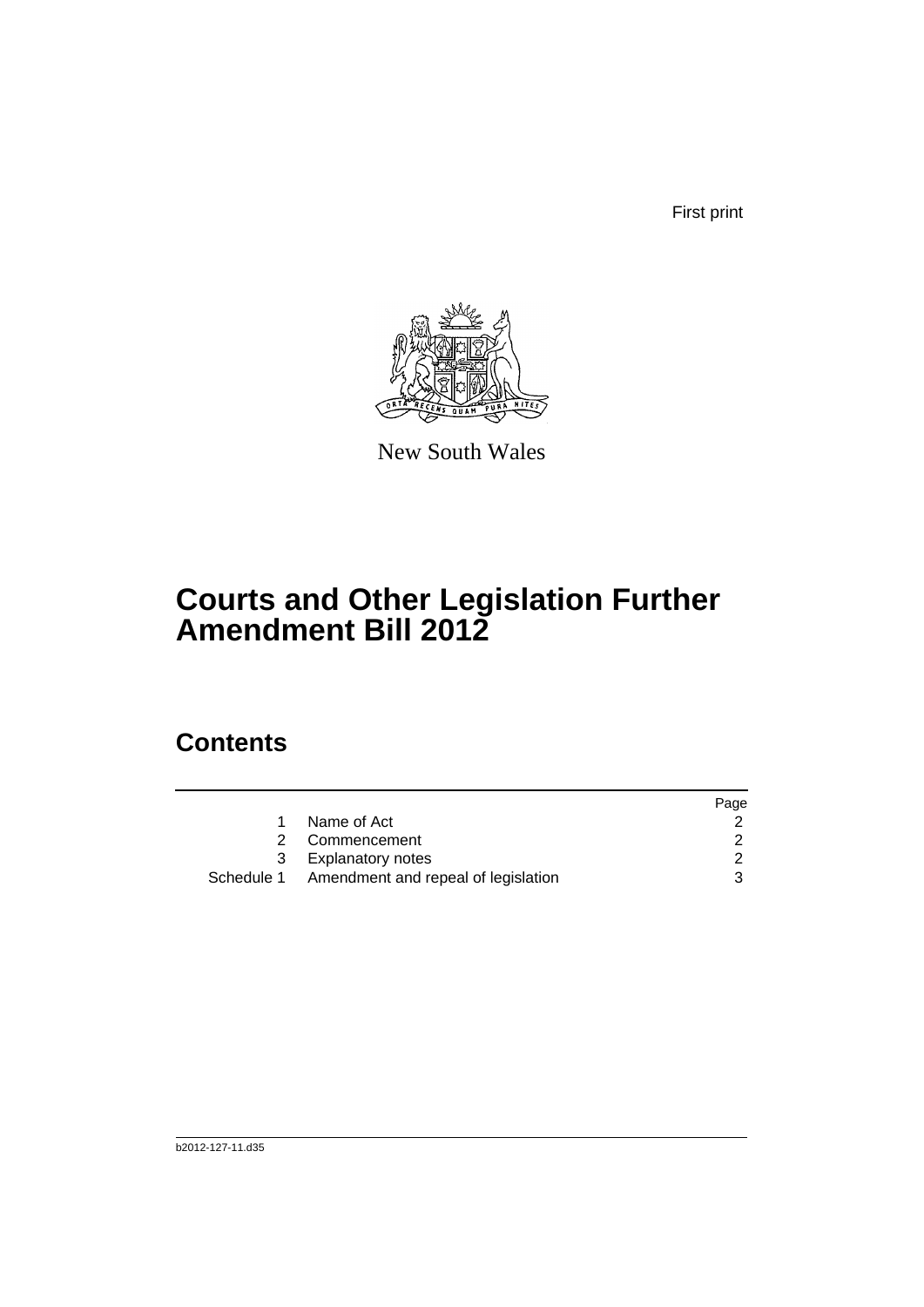First print

New South Wales

# Courts and Other Legislation Further Amendment Bill 2012

## Contents

| | | Page |
|---|---|---|
| 1 | Name of Act | 2 |
| 2 | Commencement | 2 |
| 3 | Explanatory notes | 2 |
| Schedule 1 | Amendment and repeal of legislation | 3 |

b2012-127-11.d35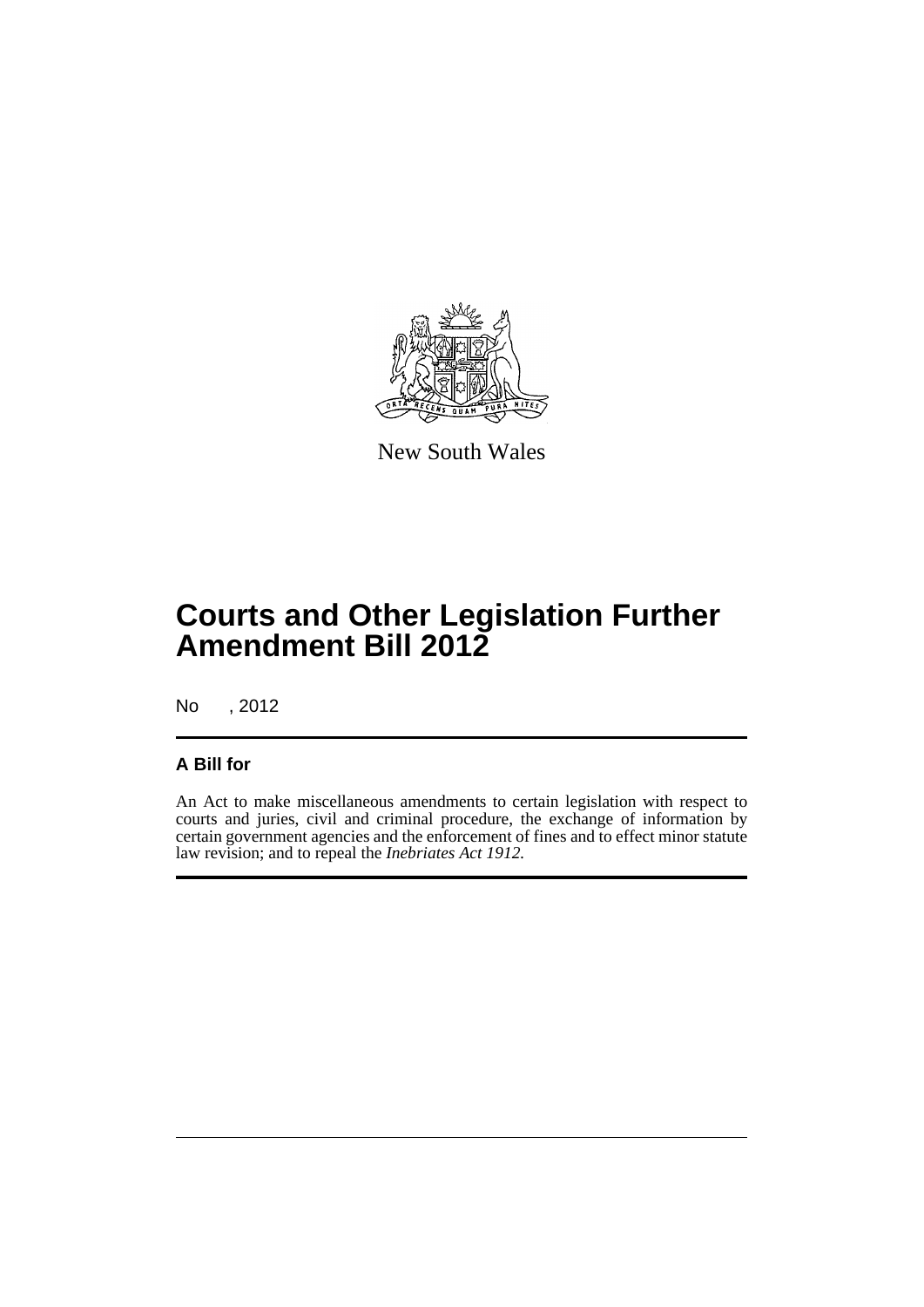New South Wales

# Courts and Other Legislation Further Amendment Bill 2012

No , 2012

## A Bill for

An Act to make miscellaneous amendments to certain legislation with respect to courts and juries, civil and criminal procedure, the exchange of information by certain government agencies and the enforcement of fines and to effect minor statute law revision; and to repeal the *Inebriates Act 1912*.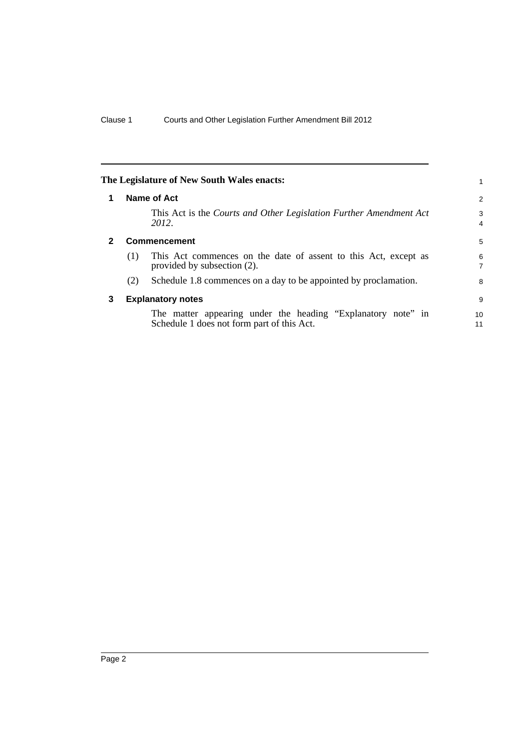The Legislature of New South Wales enacts:

## 1 Name of Act

This Act is the *Courts and Other Legislation Further Amendment Act 2012*.

## 2 Commencement

(1) This Act commences on the date of assent to this Act, except as provided by subsection (2).

(2) Schedule 1.8 commences on a day to be appointed by proclamation.

## 3 Explanatory notes

The matter appearing under the heading "Explanatory note" in Schedule 1 does not form part of this Act.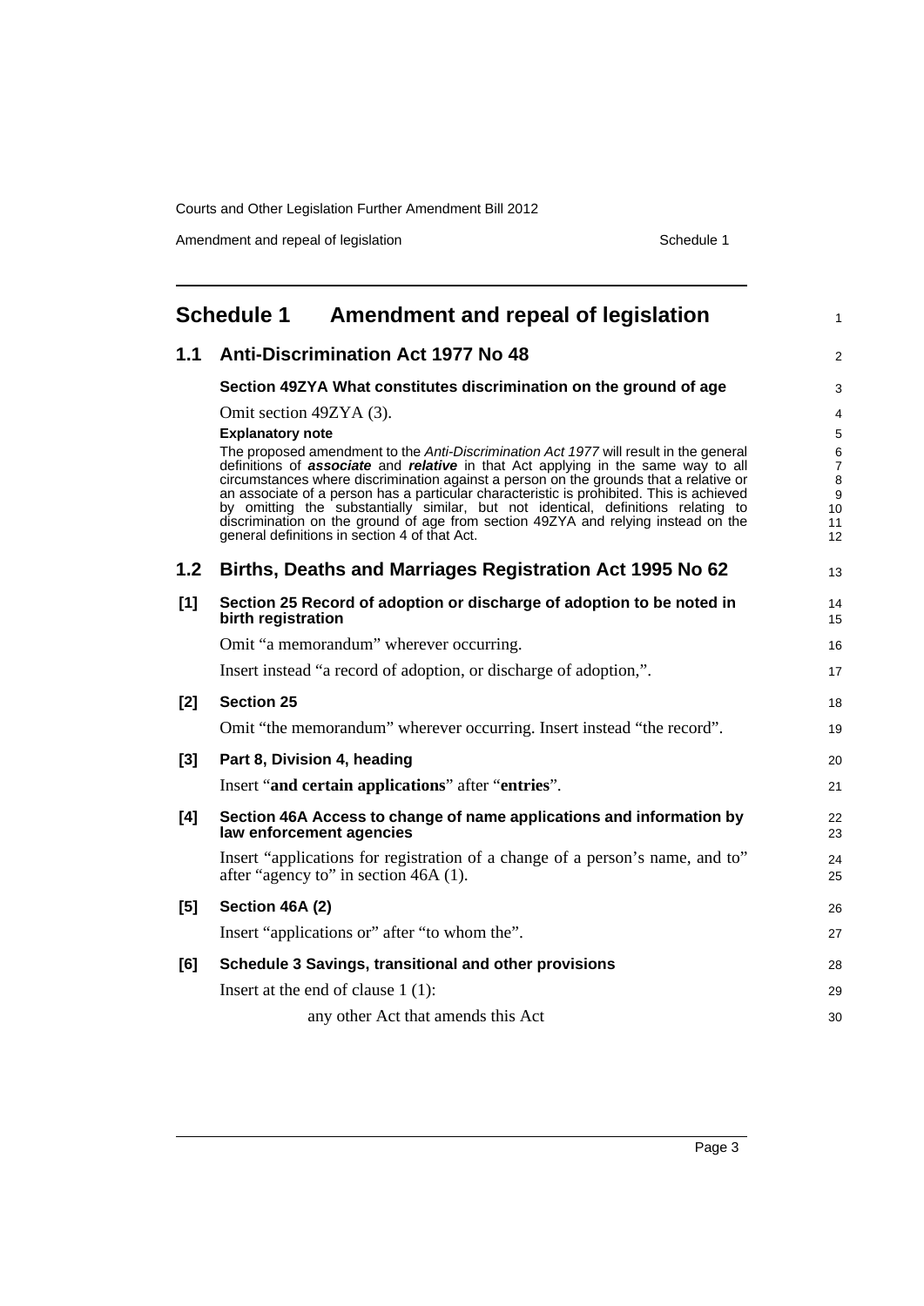# Schedule 1 Amendment and repeal of legislation

## 1.1 Anti-Discrimination Act 1977 No 48

### Section 49ZYA What constitutes discrimination on the ground of age

Omit section 49ZYA (3).

**Explanatory note**

The proposed amendment to the *Anti-Discrimination Act 1977* will result in the general definitions of ***associate*** and ***relative*** in that Act applying in the same way to all circumstances where discrimination against a person on the grounds that a relative or an associate of a person has a particular characteristic is prohibited. This is achieved by omitting the substantially similar, but not identical, definitions relating to discrimination on the ground of age from section 49ZYA and relying instead on the general definitions in section 4 of that Act.

## 1.2 Births, Deaths and Marriages Registration Act 1995 No 62

### [1] Section 25 Record of adoption or discharge of adoption to be noted in birth registration

Omit "a memorandum" wherever occurring.

Insert instead "a record of adoption, or discharge of adoption,".

### [2] Section 25

Omit "the memorandum" wherever occurring. Insert instead "the record".

### [3] Part 8, Division 4, heading

Insert "**and certain applications**" after "**entries**".

### [4] Section 46A Access to change of name applications and information by law enforcement agencies

Insert "applications for registration of a change of a person's name, and to" after "agency to" in section 46A (1).

### [5] Section 46A (2)

Insert "applications or" after "to whom the".

### [6] Schedule 3 Savings, transitional and other provisions

Insert at the end of clause 1 (1):

any other Act that amends this Act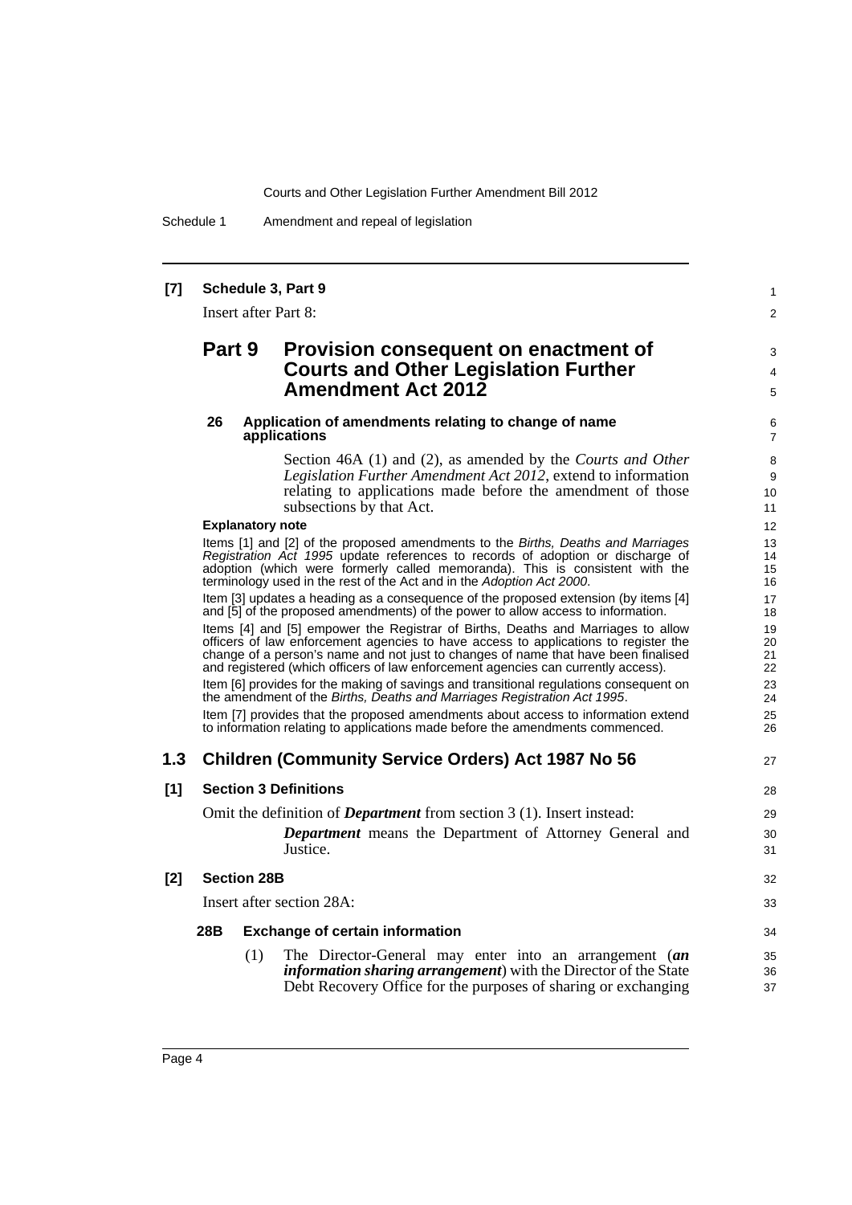**[7] Schedule 3, Part 9**

Insert after Part 8:

## Part 9 Provision consequent on enactment of Courts and Other Legislation Further Amendment Act 2012

**26 Application of amendments relating to change of name applications**

Section 46A (1) and (2), as amended by the *Courts and Other Legislation Further Amendment Act 2012*, extend to information relating to applications made before the amendment of those subsections by that Act.

**Explanatory note**

Items [1] and [2] of the proposed amendments to the *Births, Deaths and Marriages Registration Act 1995* update references to records of adoption or discharge of adoption (which were formerly called memoranda). This is consistent with the terminology used in the rest of the Act and in the *Adoption Act 2000*.

Item [3] updates a heading as a consequence of the proposed extension (by items [4] and [5] of the proposed amendments) of the power to allow access to information.

Items [4] and [5] empower the Registrar of Births, Deaths and Marriages to allow officers of law enforcement agencies to have access to applications to register the change of a person's name and not just to changes of name that have been finalised and registered (which officers of law enforcement agencies can currently access).

Item [6] provides for the making of savings and transitional regulations consequent on the amendment of the *Births, Deaths and Marriages Registration Act 1995*.

Item [7] provides that the proposed amendments about access to information extend to information relating to applications made before the amendments commenced.

## 1.3 Children (Community Service Orders) Act 1987 No 56

**[1] Section 3 Definitions**

Omit the definition of ***Department*** from section 3 (1). Insert instead:

***Department*** means the Department of Attorney General and Justice.

**[2] Section 28B**

Insert after section 28A:

**28B Exchange of certain information**

(1) The Director-General may enter into an arrangement (***an information sharing arrangement***) with the Director of the State Debt Recovery Office for the purposes of sharing or exchanging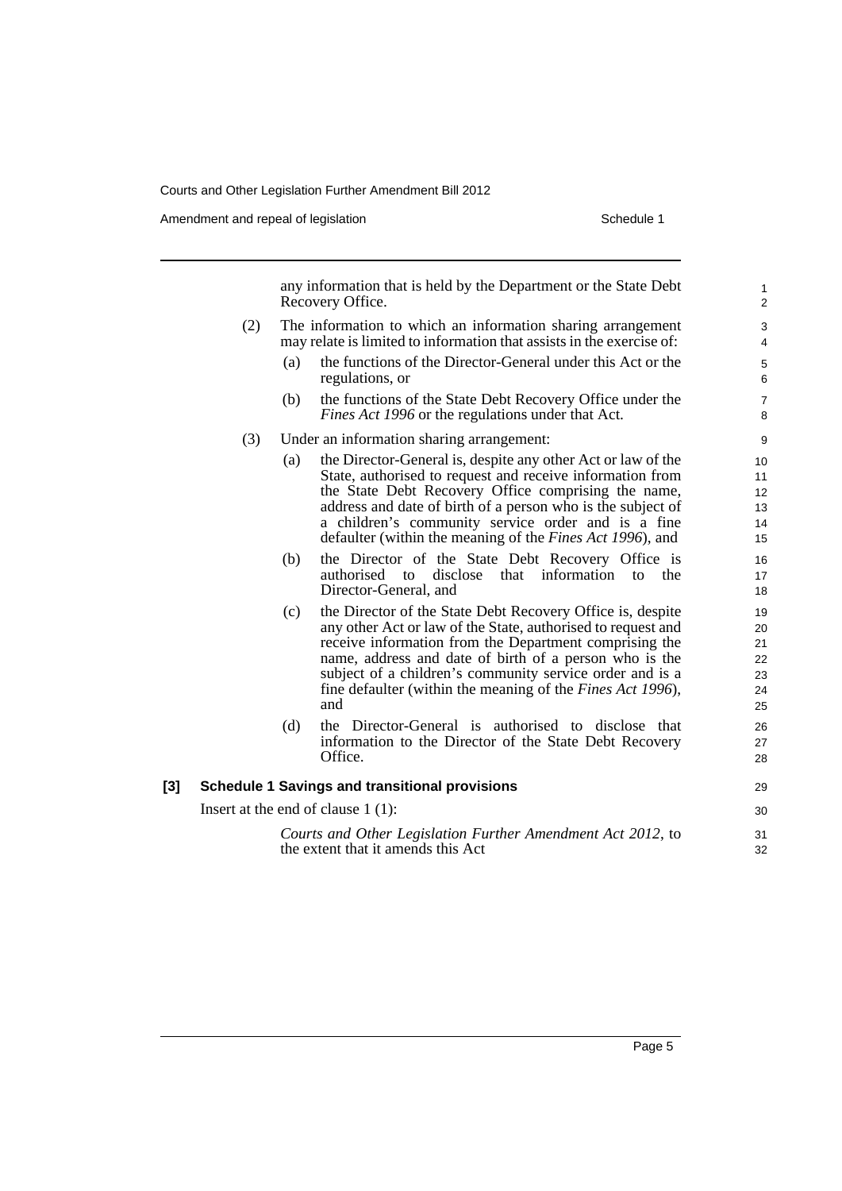any information that is held by the Department or the State Debt Recovery Office.

(2) The information to which an information sharing arrangement may relate is limited to information that assists in the exercise of:

(a) the functions of the Director-General under this Act or the regulations, or

(b) the functions of the State Debt Recovery Office under the *Fines Act 1996* or the regulations under that Act.

(3) Under an information sharing arrangement:

(a) the Director-General is, despite any other Act or law of the State, authorised to request and receive information from the State Debt Recovery Office comprising the name, address and date of birth of a person who is the subject of a children's community service order and is a fine defaulter (within the meaning of the *Fines Act 1996*), and

(b) the Director of the State Debt Recovery Office is authorised to disclose that information to the Director-General, and

(c) the Director of the State Debt Recovery Office is, despite any other Act or law of the State, authorised to request and receive information from the Department comprising the name, address and date of birth of a person who is the subject of a children's community service order and is a fine defaulter (within the meaning of the *Fines Act 1996*), and

(d) the Director-General is authorised to disclose that information to the Director of the State Debt Recovery Office.

**[3] Schedule 1 Savings and transitional provisions**

Insert at the end of clause 1 (1):

*Courts and Other Legislation Further Amendment Act 2012*, to the extent that it amends this Act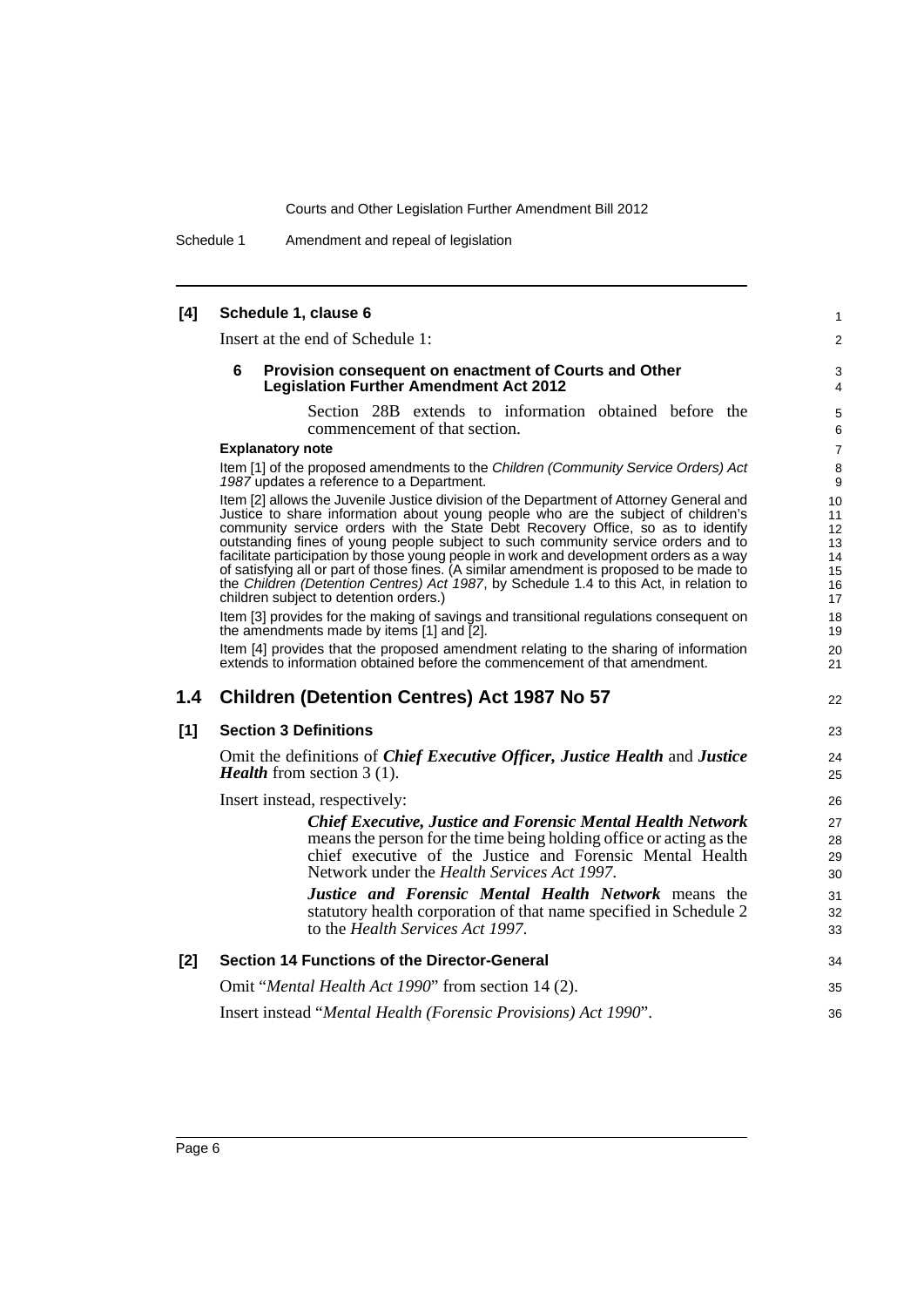**[4] Schedule 1, clause 6**

Insert at the end of Schedule 1:

**6 Provision consequent on enactment of Courts and Other Legislation Further Amendment Act 2012**

Section 28B extends to information obtained before the commencement of that section.

**Explanatory note**

Item [1] of the proposed amendments to the *Children (Community Service Orders) Act 1987* updates a reference to a Department.

Item [2] allows the Juvenile Justice division of the Department of Attorney General and Justice to share information about young people who are the subject of children's community service orders with the State Debt Recovery Office, so as to identify outstanding fines of young people subject to such community service orders and to facilitate participation by those young people in work and development orders as a way of satisfying all or part of those fines. (A similar amendment is proposed to be made to the *Children (Detention Centres) Act 1987*, by Schedule 1.4 to this Act, in relation to children subject to detention orders.)

Item [3] provides for the making of savings and transitional regulations consequent on the amendments made by items [1] and [2].

Item [4] provides that the proposed amendment relating to the sharing of information extends to information obtained before the commencement of that amendment.

## 1.4 Children (Detention Centres) Act 1987 No 57

**[1] Section 3 Definitions**

Omit the definitions of ***Chief Executive Officer, Justice Health*** and ***Justice Health*** from section 3 (1).

Insert instead, respectively:

***Chief Executive, Justice and Forensic Mental Health Network*** means the person for the time being holding office or acting as the chief executive of the Justice and Forensic Mental Health Network under the *Health Services Act 1997*.

***Justice and Forensic Mental Health Network*** means the statutory health corporation of that name specified in Schedule 2 to the *Health Services Act 1997*.

**[2] Section 14 Functions of the Director-General**

Omit "*Mental Health Act 1990*" from section 14 (2).

Insert instead "*Mental Health (Forensic Provisions) Act 1990*".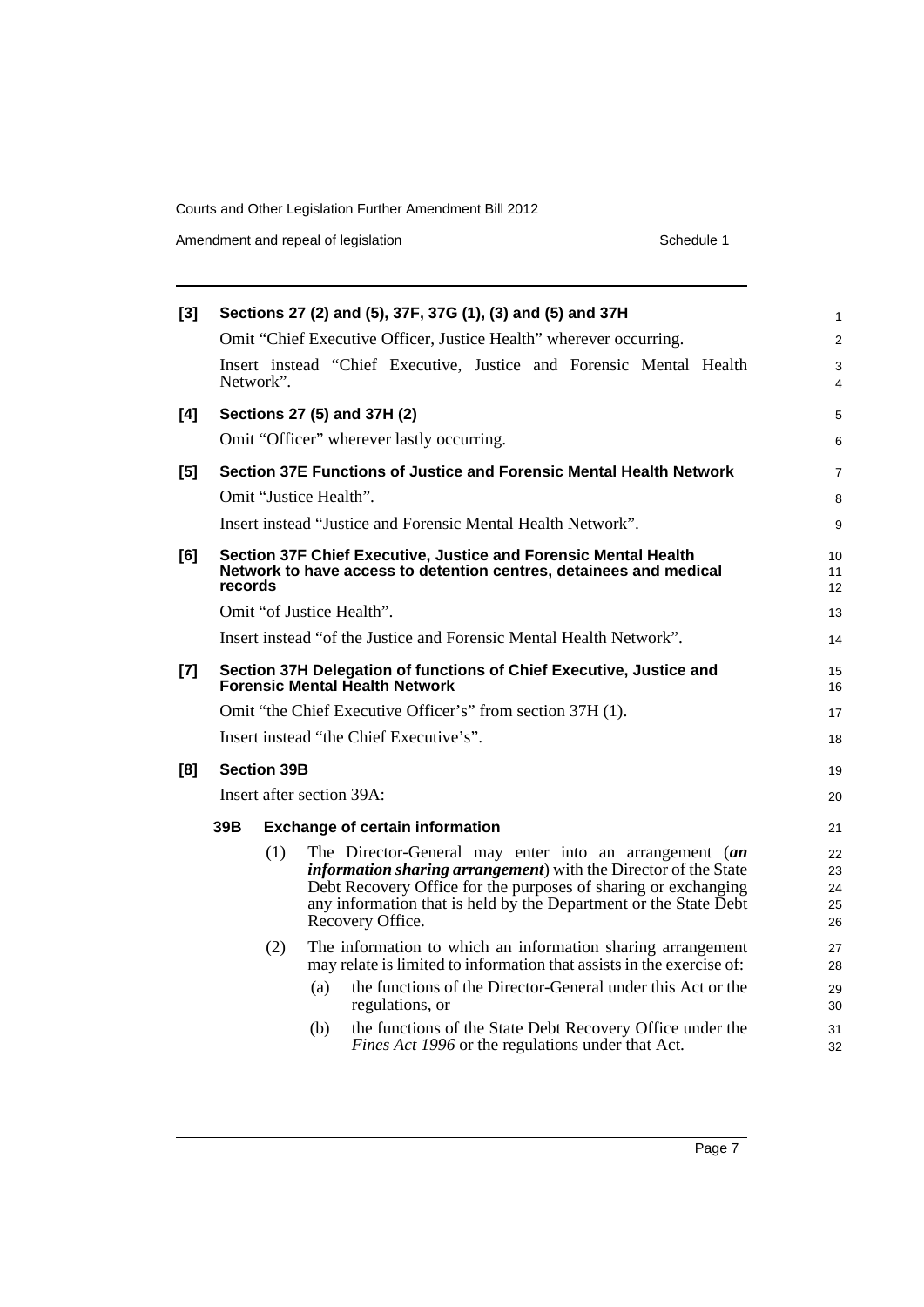**[3] Sections 27 (2) and (5), 37F, 37G (1), (3) and (5) and 37H**

Omit "Chief Executive Officer, Justice Health" wherever occurring.

Insert instead "Chief Executive, Justice and Forensic Mental Health Network".

**[4] Sections 27 (5) and 37H (2)**

Omit "Officer" wherever lastly occurring.

**[5] Section 37E Functions of Justice and Forensic Mental Health Network**

Omit "Justice Health".

Insert instead "Justice and Forensic Mental Health Network".

**[6] Section 37F Chief Executive, Justice and Forensic Mental Health Network to have access to detention centres, detainees and medical records**

Omit "of Justice Health".

Insert instead "of the Justice and Forensic Mental Health Network".

**[7] Section 37H Delegation of functions of Chief Executive, Justice and Forensic Mental Health Network**

Omit "the Chief Executive Officer's" from section 37H (1).

Insert instead "the Chief Executive's".

**[8] Section 39B**

Insert after section 39A:

**39B Exchange of certain information**

(1) The Director-General may enter into an arrangement (***an information sharing arrangement***) with the Director of the State Debt Recovery Office for the purposes of sharing or exchanging any information that is held by the Department or the State Debt Recovery Office.

(2) The information to which an information sharing arrangement may relate is limited to information that assists in the exercise of:

(a) the functions of the Director-General under this Act or the regulations, or

(b) the functions of the State Debt Recovery Office under the *Fines Act 1996* or the regulations under that Act.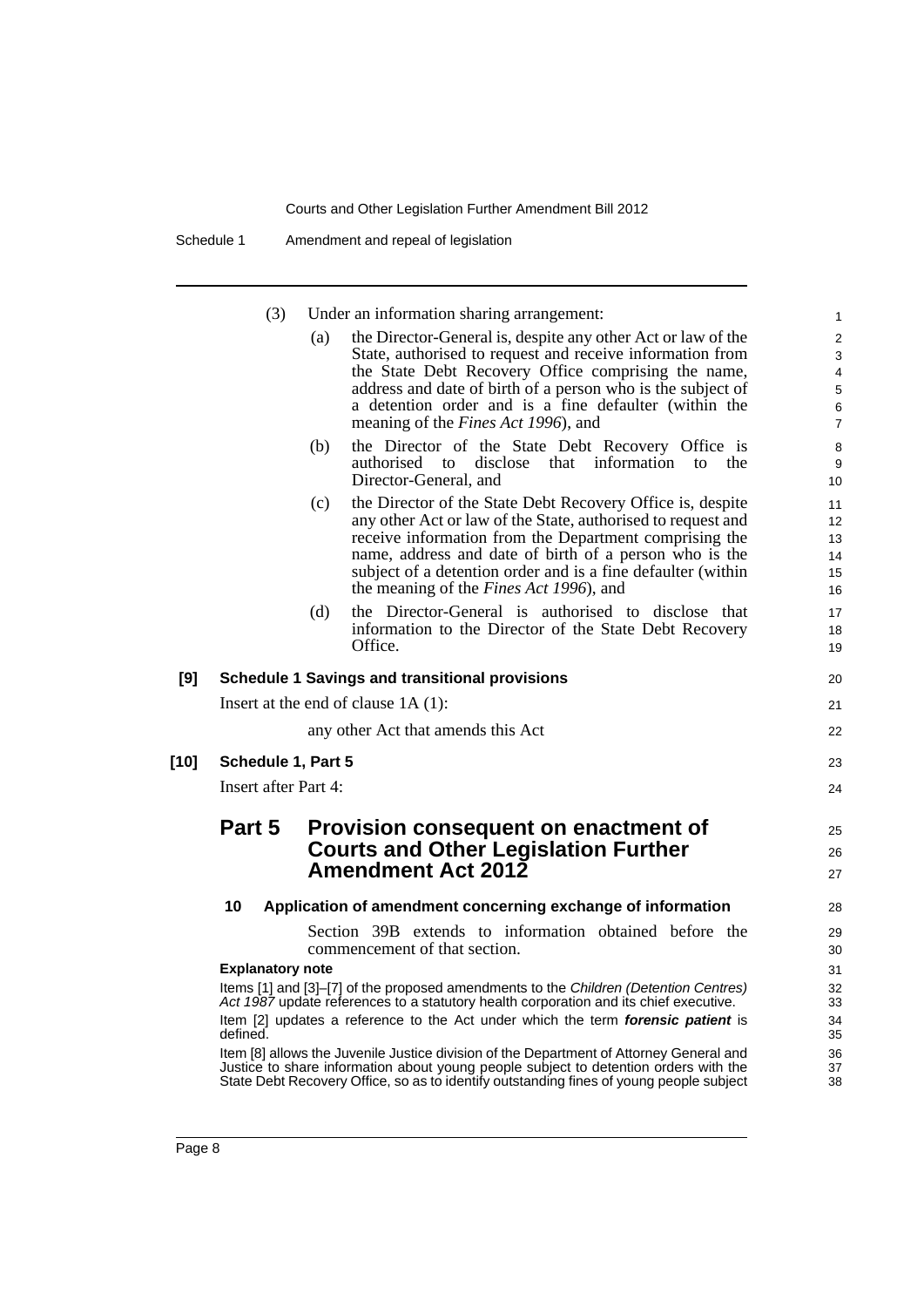(3) Under an information sharing arrangement:

(a) the Director-General is, despite any other Act or law of the State, authorised to request and receive information from the State Debt Recovery Office comprising the name, address and date of birth of a person who is the subject of a detention order and is a fine defaulter (within the meaning of the *Fines Act 1996*), and

(b) the Director of the State Debt Recovery Office is authorised to disclose that information to the Director-General, and

(c) the Director of the State Debt Recovery Office is, despite any other Act or law of the State, authorised to request and receive information from the Department comprising the name, address and date of birth of a person who is the subject of a detention order and is a fine defaulter (within the meaning of the *Fines Act 1996*), and

(d) the Director-General is authorised to disclose that information to the Director of the State Debt Recovery Office.

**[9] Schedule 1 Savings and transitional provisions**

Insert at the end of clause 1A (1):

any other Act that amends this Act

**[10] Schedule 1, Part 5**

Insert after Part 4:

## Part 5 Provision consequent on enactment of Courts and Other Legislation Further Amendment Act 2012

### 10 Application of amendment concerning exchange of information

Section 39B extends to information obtained before the commencement of that section.

**Explanatory note**

Items [1] and [3]–[7] of the proposed amendments to the *Children (Detention Centres) Act 1987* update references to a statutory health corporation and its chief executive.

Item [2] updates a reference to the Act under which the term ***forensic patient*** is defined.

Item [8] allows the Juvenile Justice division of the Department of Attorney General and Justice to share information about young people subject to detention orders with the State Debt Recovery Office, so as to identify outstanding fines of young people subject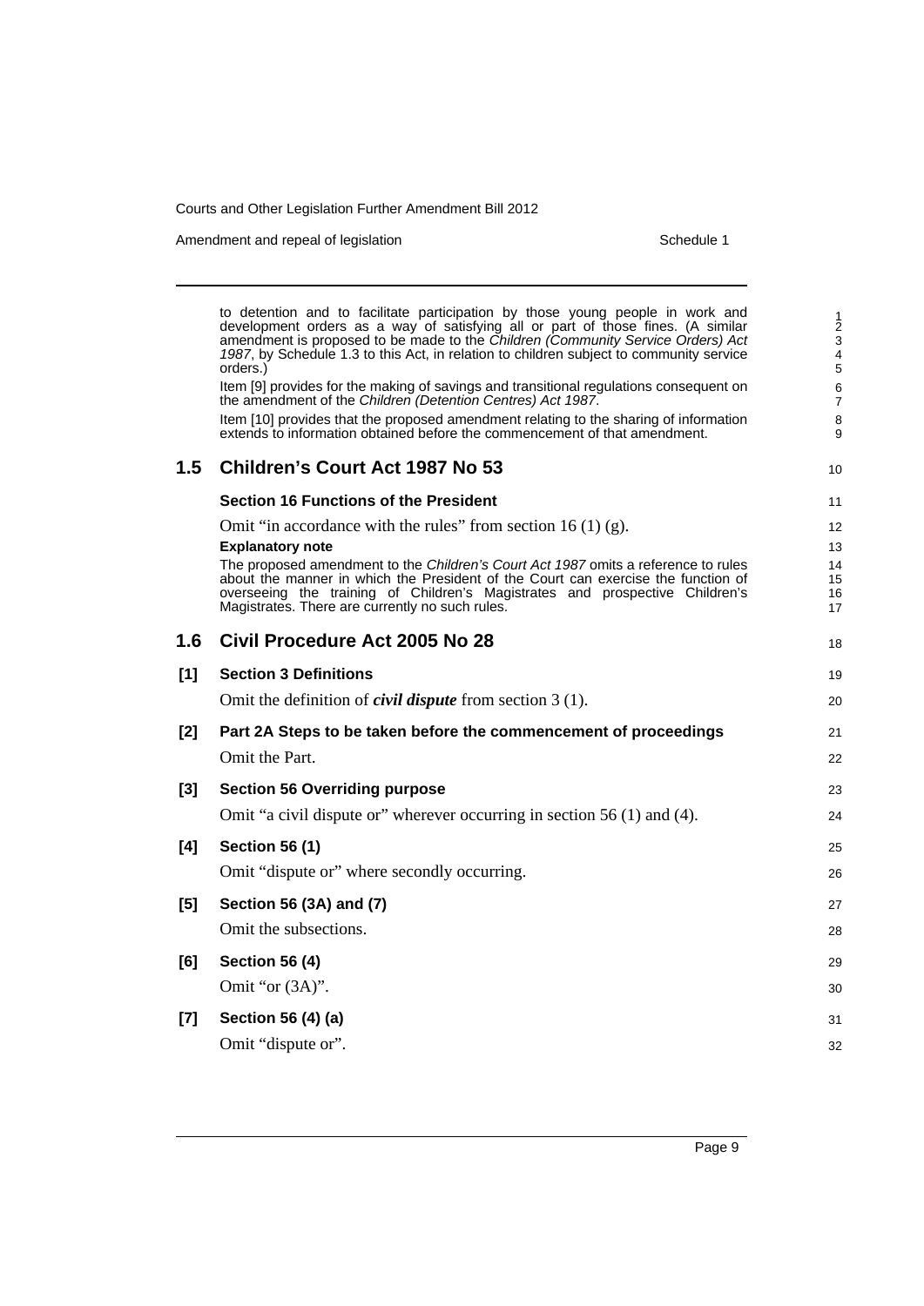to detention and to facilitate participation by those young people in work and development orders as a way of satisfying all or part of those fines. (A similar amendment is proposed to be made to the *Children (Community Service Orders) Act 1987*, by Schedule 1.3 to this Act, in relation to children subject to community service orders.)

Item [9] provides for the making of savings and transitional regulations consequent on the amendment of the *Children (Detention Centres) Act 1987*.

Item [10] provides that the proposed amendment relating to the sharing of information extends to information obtained before the commencement of that amendment.

## 1.5 Children's Court Act 1987 No 53

### Section 16 Functions of the President

Omit "in accordance with the rules" from section 16 (1) (g).

**Explanatory note**

The proposed amendment to the *Children's Court Act 1987* omits a reference to rules about the manner in which the President of the Court can exercise the function of overseeing the training of Children's Magistrates and prospective Children's Magistrates. There are currently no such rules.

## 1.6 Civil Procedure Act 2005 No 28

### [1] Section 3 Definitions

Omit the definition of ***civil dispute*** from section 3 (1).

### [2] Part 2A Steps to be taken before the commencement of proceedings

Omit the Part.

### [3] Section 56 Overriding purpose

Omit "a civil dispute or" wherever occurring in section 56 (1) and (4).

### [4] Section 56 (1)

Omit "dispute or" where secondly occurring.

### [5] Section 56 (3A) and (7)

Omit the subsections.

### [6] Section 56 (4)

Omit "or (3A)".

### [7] Section 56 (4) (a)

Omit "dispute or".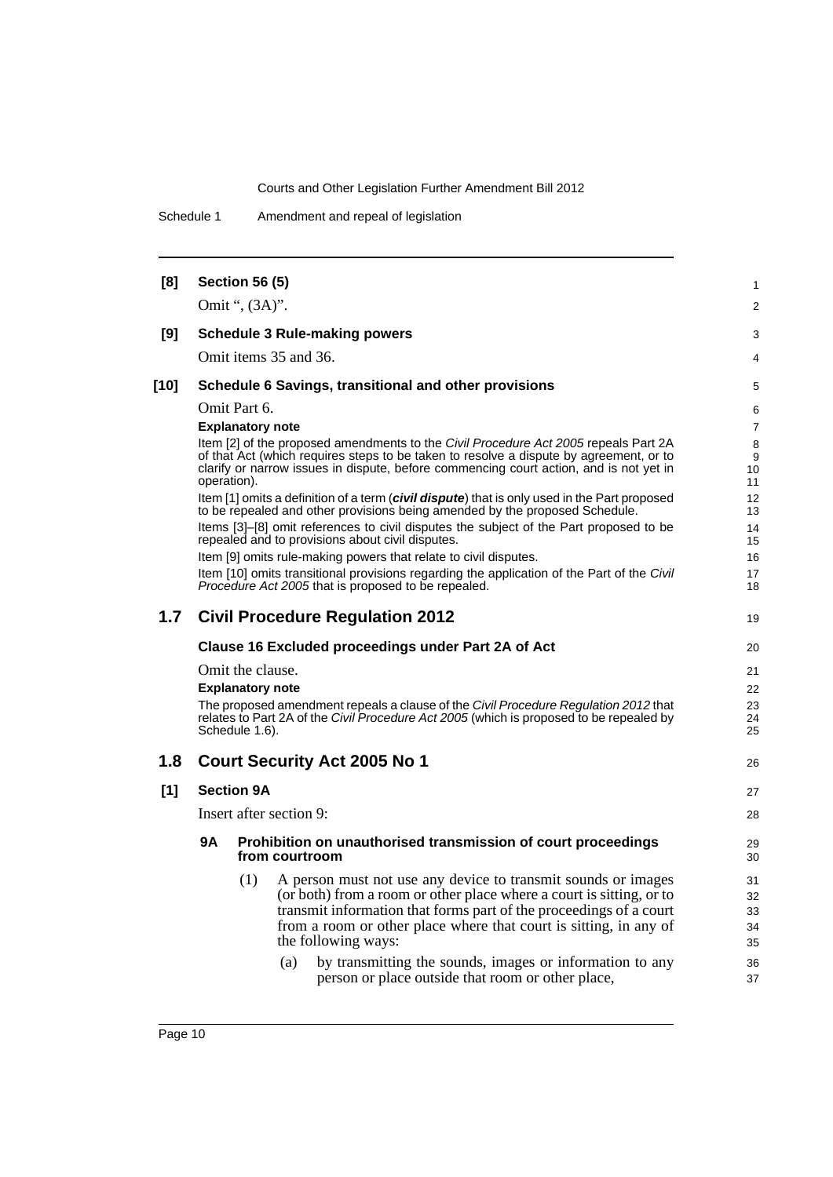**[8] Section 56 (5)**

Omit ", (3A)".

**[9] Schedule 3 Rule-making powers**

Omit items 35 and 36.

**[10] Schedule 6 Savings, transitional and other provisions**

Omit Part 6.

**Explanatory note**

Item [2] of the proposed amendments to the *Civil Procedure Act 2005* repeals Part 2A of that Act (which requires steps to be taken to resolve a dispute by agreement, or to clarify or narrow issues in dispute, before commencing court action, and is not yet in operation).

Item [1] omits a definition of a term (***civil dispute***) that is only used in the Part proposed to be repealed and other provisions being amended by the proposed Schedule.

Items [3]–[8] omit references to civil disputes the subject of the Part proposed to be repealed and to provisions about civil disputes.

Item [9] omits rule-making powers that relate to civil disputes.

Item [10] omits transitional provisions regarding the application of the Part of the *Civil Procedure Act 2005* that is proposed to be repealed.

## 1.7 Civil Procedure Regulation 2012

**Clause 16 Excluded proceedings under Part 2A of Act**

Omit the clause.

**Explanatory note**

The proposed amendment repeals a clause of the *Civil Procedure Regulation 2012* that relates to Part 2A of the *Civil Procedure Act 2005* (which is proposed to be repealed by Schedule 1.6).

## 1.8 Court Security Act 2005 No 1

**[1] Section 9A**

Insert after section 9:

**9A Prohibition on unauthorised transmission of court proceedings from courtroom**

(1) A person must not use any device to transmit sounds or images (or both) from a room or other place where a court is sitting, or to transmit information that forms part of the proceedings of a court from a room or other place where that court is sitting, in any of the following ways:

(a) by transmitting the sounds, images or information to any person or place outside that room or other place,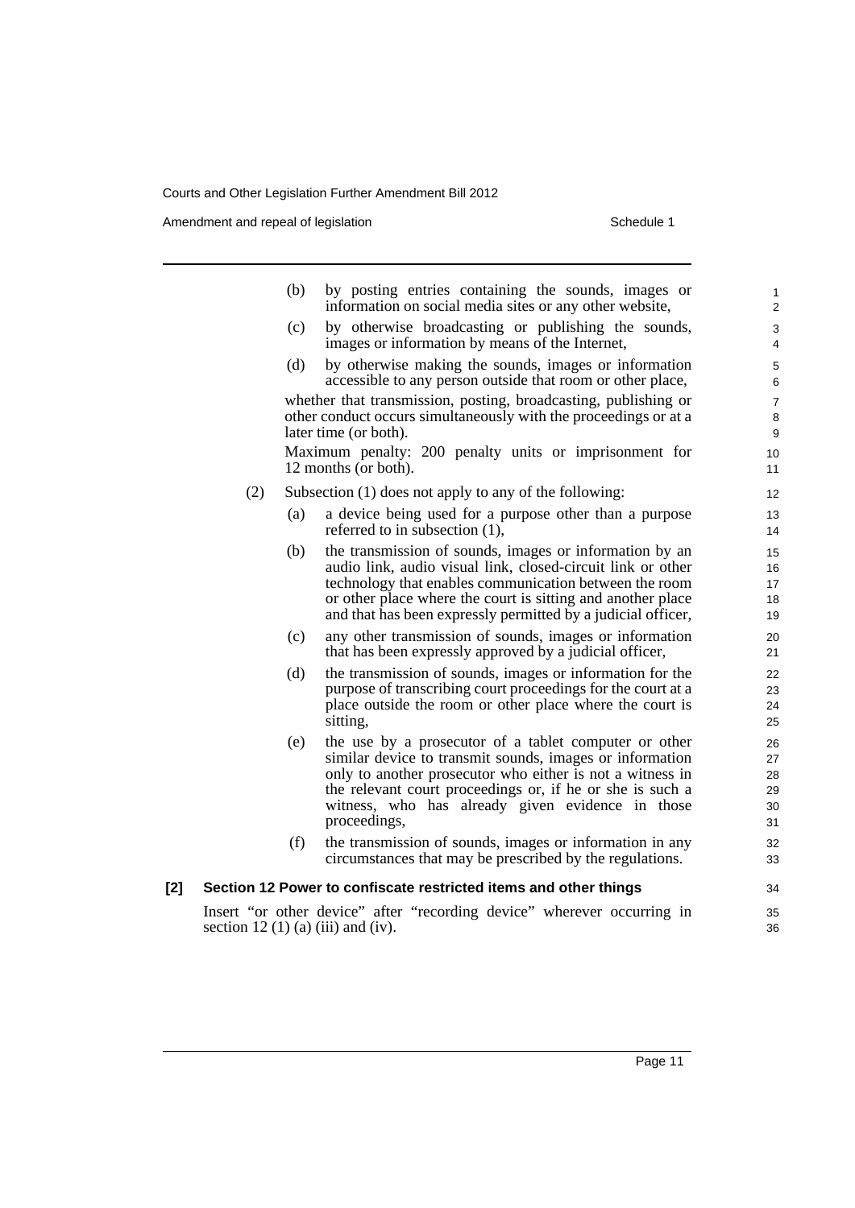(b) by posting entries containing the sounds, images or information on social media sites or any other website,

(c) by otherwise broadcasting or publishing the sounds, images or information by means of the Internet,

(d) by otherwise making the sounds, images or information accessible to any person outside that room or other place,

whether that transmission, posting, broadcasting, publishing or other conduct occurs simultaneously with the proceedings or at a later time (or both).

Maximum penalty: 200 penalty units or imprisonment for 12 months (or both).

(2) Subsection (1) does not apply to any of the following:

(a) a device being used for a purpose other than a purpose referred to in subsection (1),

(b) the transmission of sounds, images or information by an audio link, audio visual link, closed-circuit link or other technology that enables communication between the room or other place where the court is sitting and another place and that has been expressly permitted by a judicial officer,

(c) any other transmission of sounds, images or information that has been expressly approved by a judicial officer,

(d) the transmission of sounds, images or information for the purpose of transcribing court proceedings for the court at a place outside the room or other place where the court is sitting,

(e) the use by a prosecutor of a tablet computer or other similar device to transmit sounds, images or information only to another prosecutor who either is not a witness in the relevant court proceedings or, if he or she is such a witness, who has already given evidence in those proceedings,

(f) the transmission of sounds, images or information in any circumstances that may be prescribed by the regulations.

**[2] Section 12 Power to confiscate restricted items and other things**

Insert "or other device" after "recording device" wherever occurring in section 12 (1) (a) (iii) and (iv).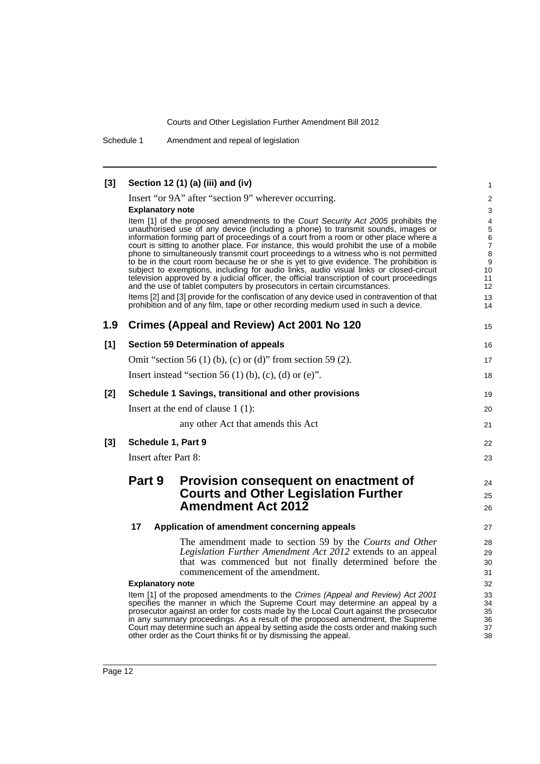**[3] Section 12 (1) (a) (iii) and (iv)**

Insert "or 9A" after "section 9" wherever occurring.

**Explanatory note**

Item [1] of the proposed amendments to the *Court Security Act 2005* prohibits the unauthorised use of any device (including a phone) to transmit sounds, images or information forming part of proceedings of a court from a room or other place where a court is sitting to another place. For instance, this would prohibit the use of a mobile phone to simultaneously transmit court proceedings to a witness who is not permitted to be in the court room because he or she is yet to give evidence. The prohibition is subject to exemptions, including for audio links, audio visual links or closed-circuit television approved by a judicial officer, the official transcription of court proceedings and the use of tablet computers by prosecutors in certain circumstances.

Items [2] and [3] provide for the confiscation of any device used in contravention of that prohibition and of any film, tape or other recording medium used in such a device.

## 1.9 Crimes (Appeal and Review) Act 2001 No 120

**[1] Section 59 Determination of appeals**

Omit "section 56 (1) (b), (c) or (d)" from section 59 (2).

Insert instead "section 56 (1) (b), (c), (d) or (e)".

**[2] Schedule 1 Savings, transitional and other provisions**

Insert at the end of clause 1 (1):

any other Act that amends this Act

**[3] Schedule 1, Part 9**

Insert after Part 8:

### Part 9 Provision consequent on enactment of Courts and Other Legislation Further Amendment Act 2012

**17 Application of amendment concerning appeals**

The amendment made to section 59 by the *Courts and Other Legislation Further Amendment Act 2012* extends to an appeal that was commenced but not finally determined before the commencement of the amendment.

**Explanatory note**

Item [1] of the proposed amendments to the *Crimes (Appeal and Review) Act 2001* specifies the manner in which the Supreme Court may determine an appeal by a prosecutor against an order for costs made by the Local Court against the prosecutor in any summary proceedings. As a result of the proposed amendment, the Supreme Court may determine such an appeal by setting aside the costs order and making such other order as the Court thinks fit or by dismissing the appeal.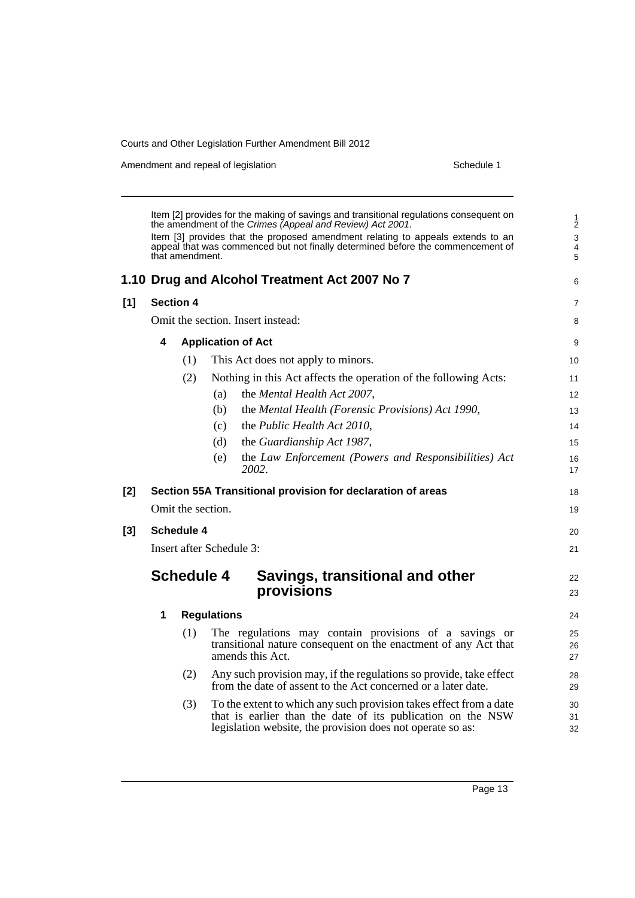Item [2] provides for the making of savings and transitional regulations consequent on the amendment of the *Crimes (Appeal and Review) Act 2001*.

Item [3] provides that the proposed amendment relating to appeals extends to an appeal that was commenced but not finally determined before the commencement of that amendment.

## 1.10 Drug and Alcohol Treatment Act 2007 No 7

**[1] Section 4**

Omit the section. Insert instead:

**4 Application of Act**

(1) This Act does not apply to minors.

(2) Nothing in this Act affects the operation of the following Acts:

(a) the *Mental Health Act 2007*,

(b) the *Mental Health (Forensic Provisions) Act 1990*,

(c) the *Public Health Act 2010*,

(d) the *Guardianship Act 1987*,

(e) the *Law Enforcement (Powers and Responsibilities) Act 2002*.

**[2] Section 55A Transitional provision for declaration of areas**

Omit the section.

**[3] Schedule 4**

Insert after Schedule 3:

## Schedule 4 Savings, transitional and other provisions

**1 Regulations**

(1) The regulations may contain provisions of a savings or transitional nature consequent on the enactment of any Act that amends this Act.

(2) Any such provision may, if the regulations so provide, take effect from the date of assent to the Act concerned or a later date.

(3) To the extent to which any such provision takes effect from a date that is earlier than the date of its publication on the NSW legislation website, the provision does not operate so as: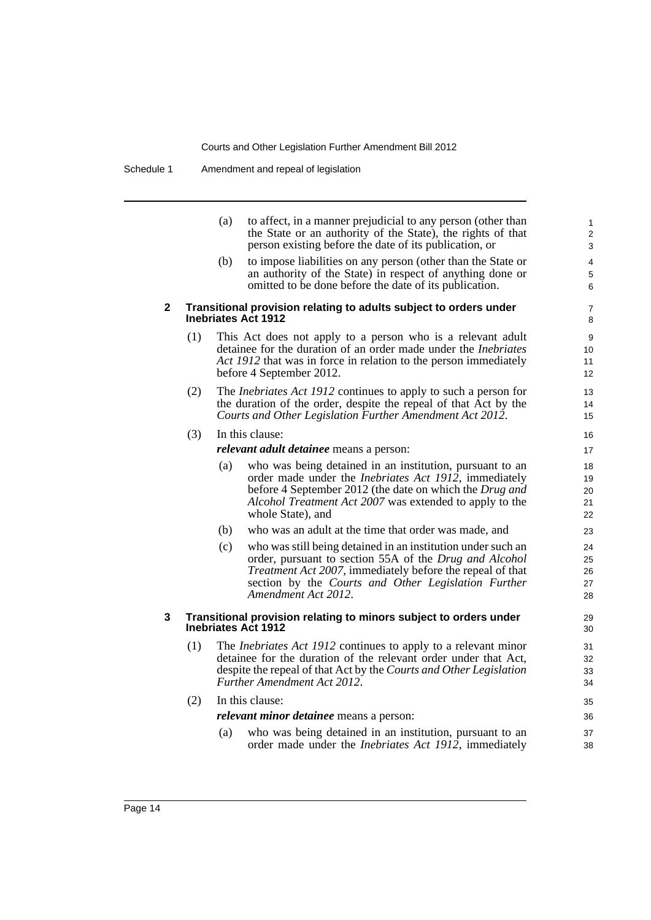(a) to affect, in a manner prejudicial to any person (other than the State or an authority of the State), the rights of that person existing before the date of its publication, or

(b) to impose liabilities on any person (other than the State or an authority of the State) in respect of anything done or omitted to be done before the date of its publication.

**2 Transitional provision relating to adults subject to orders under Inebriates Act 1912**

(1) This Act does not apply to a person who is a relevant adult detainee for the duration of an order made under the *Inebriates Act 1912* that was in force in relation to the person immediately before 4 September 2012.

(2) The *Inebriates Act 1912* continues to apply to such a person for the duration of the order, despite the repeal of that Act by the *Courts and Other Legislation Further Amendment Act 2012*.

(3) In this clause:

***relevant adult detainee*** means a person:

(a) who was being detained in an institution, pursuant to an order made under the *Inebriates Act 1912*, immediately before 4 September 2012 (the date on which the *Drug and Alcohol Treatment Act 2007* was extended to apply to the whole State), and

(b) who was an adult at the time that order was made, and

(c) who was still being detained in an institution under such an order, pursuant to section 55A of the *Drug and Alcohol Treatment Act 2007*, immediately before the repeal of that section by the *Courts and Other Legislation Further Amendment Act 2012*.

**3 Transitional provision relating to minors subject to orders under Inebriates Act 1912**

(1) The *Inebriates Act 1912* continues to apply to a relevant minor detainee for the duration of the relevant order under that Act, despite the repeal of that Act by the *Courts and Other Legislation Further Amendment Act 2012*.

(2) In this clause:

***relevant minor detainee*** means a person:

(a) who was being detained in an institution, pursuant to an order made under the *Inebriates Act 1912*, immediately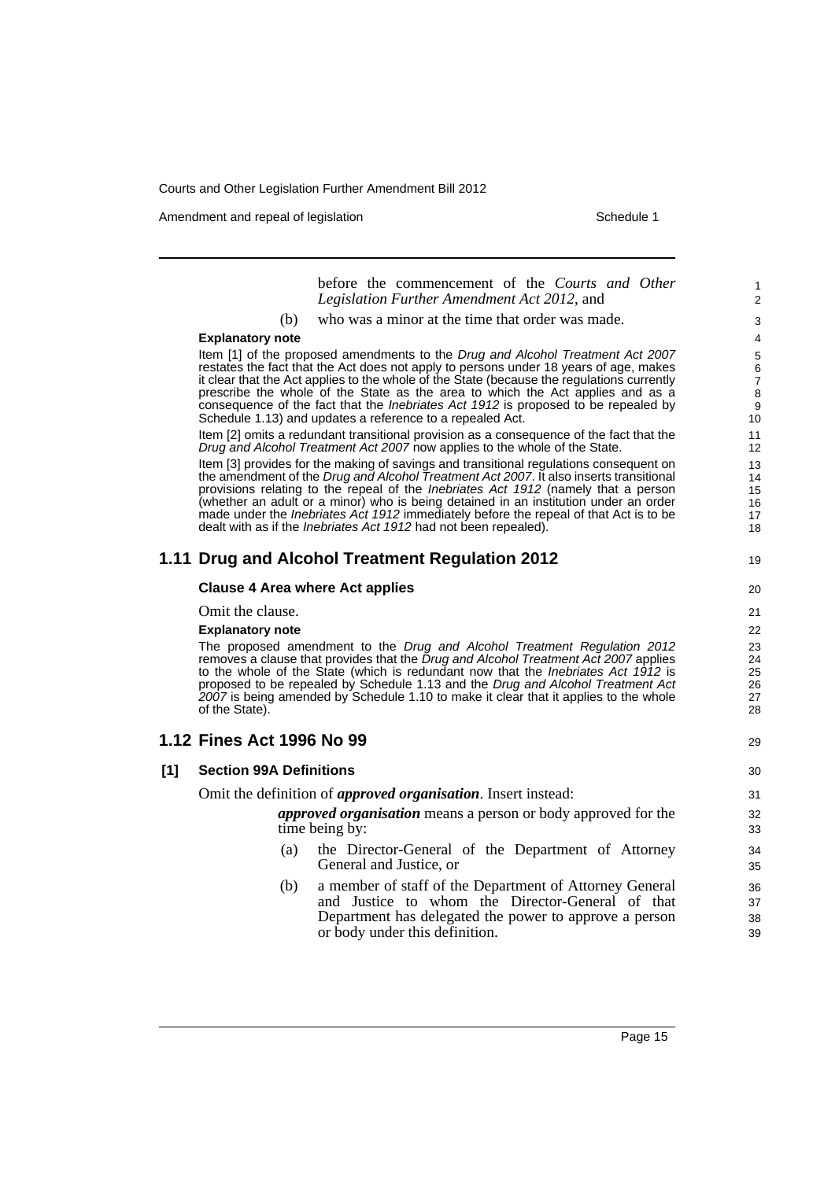before the commencement of the *Courts and Other Legislation Further Amendment Act 2012*, and

(b) who was a minor at the time that order was made.

**Explanatory note**

Item [1] of the proposed amendments to the *Drug and Alcohol Treatment Act 2007* restates the fact that the Act does not apply to persons under 18 years of age, makes it clear that the Act applies to the whole of the State (because the regulations currently prescribe the whole of the State as the area to which the Act applies and as a consequence of the fact that the *Inebriates Act 1912* is proposed to be repealed by Schedule 1.13) and updates a reference to a repealed Act.

Item [2] omits a redundant transitional provision as a consequence of the fact that the *Drug and Alcohol Treatment Act 2007* now applies to the whole of the State.

Item [3] provides for the making of savings and transitional regulations consequent on the amendment of the *Drug and Alcohol Treatment Act 2007*. It also inserts transitional provisions relating to the repeal of the *Inebriates Act 1912* (namely that a person (whether an adult or a minor) who is being detained in an institution under an order made under the *Inebriates Act 1912* immediately before the repeal of that Act is to be dealt with as if the *Inebriates Act 1912* had not been repealed).

## 1.11 Drug and Alcohol Treatment Regulation 2012

### Clause 4 Area where Act applies

Omit the clause.

**Explanatory note**

The proposed amendment to the *Drug and Alcohol Treatment Regulation 2012* removes a clause that provides that the *Drug and Alcohol Treatment Act 2007* applies to the whole of the State (which is redundant now that the *Inebriates Act 1912* is proposed to be repealed by Schedule 1.13 and the *Drug and Alcohol Treatment Act 2007* is being amended by Schedule 1.10 to make it clear that it applies to the whole of the State).

## 1.12 Fines Act 1996 No 99

### [1] Section 99A Definitions

Omit the definition of ***approved organisation***. Insert instead:

***approved organisation*** means a person or body approved for the time being by:

(a) the Director-General of the Department of Attorney General and Justice, or

(b) a member of staff of the Department of Attorney General and Justice to whom the Director-General of that Department has delegated the power to approve a person or body under this definition.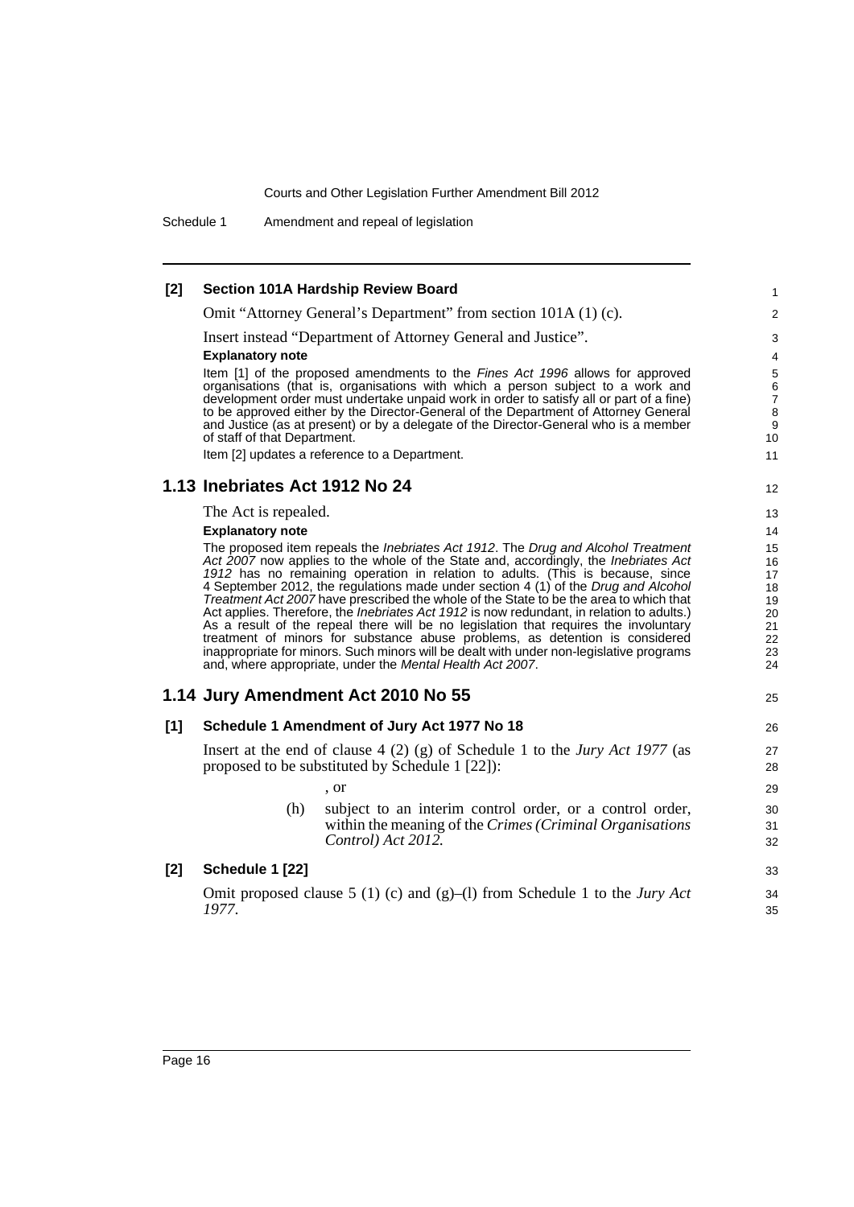**[2] Section 101A Hardship Review Board**

Omit "Attorney General's Department" from section 101A (1) (c).

Insert instead "Department of Attorney General and Justice".

**Explanatory note**

Item [1] of the proposed amendments to the *Fines Act 1996* allows for approved organisations (that is, organisations with which a person subject to a work and development order must undertake unpaid work in order to satisfy all or part of a fine) to be approved either by the Director-General of the Department of Attorney General and Justice (as at present) or by a delegate of the Director-General who is a member of staff of that Department.

Item [2] updates a reference to a Department.

## 1.13 Inebriates Act 1912 No 24

The Act is repealed.

**Explanatory note**

The proposed item repeals the *Inebriates Act 1912*. The *Drug and Alcohol Treatment Act 2007* now applies to the whole of the State and, accordingly, the *Inebriates Act 1912* has no remaining operation in relation to adults. (This is because, since 4 September 2012, the regulations made under section 4 (1) of the *Drug and Alcohol Treatment Act 2007* have prescribed the whole of the State to be the area to which that Act applies. Therefore, the *Inebriates Act 1912* is now redundant, in relation to adults.) As a result of the repeal there will be no legislation that requires the involuntary treatment of minors for substance abuse problems, as detention is considered inappropriate for minors. Such minors will be dealt with under non-legislative programs and, where appropriate, under the *Mental Health Act 2007*.

## 1.14 Jury Amendment Act 2010 No 55

**[1] Schedule 1 Amendment of Jury Act 1977 No 18**

Insert at the end of clause 4 (2) (g) of Schedule 1 to the *Jury Act 1977* (as proposed to be substituted by Schedule 1 [22]):

, or

(h) subject to an interim control order, or a control order, within the meaning of the *Crimes (Criminal Organisations Control) Act 2012*.

**[2] Schedule 1 [22]**

Omit proposed clause 5 (1) (c) and (g)–(l) from Schedule 1 to the *Jury Act 1977*.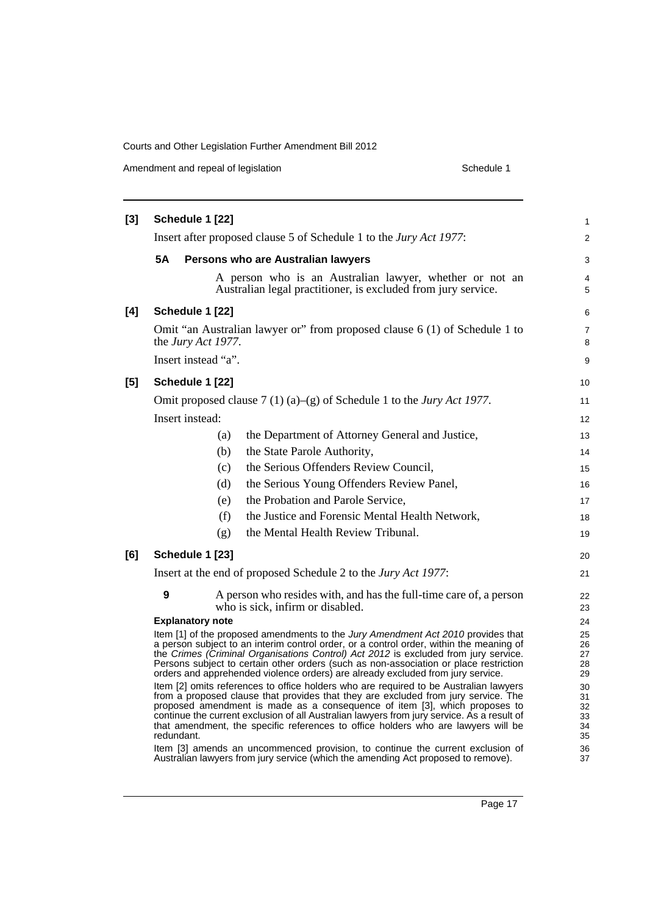**[3] Schedule 1 [22]**

Insert after proposed clause 5 of Schedule 1 to the *Jury Act 1977*:

**5A Persons who are Australian lawyers**

A person who is an Australian lawyer, whether or not an Australian legal practitioner, is excluded from jury service.

**[4] Schedule 1 [22]**

Omit "an Australian lawyer or" from proposed clause 6 (1) of Schedule 1 to the *Jury Act 1977*.

Insert instead "a".

**[5] Schedule 1 [22]**

Omit proposed clause 7 (1) (a)–(g) of Schedule 1 to the *Jury Act 1977*.

Insert instead:

(a) the Department of Attorney General and Justice,

(b) the State Parole Authority,

(c) the Serious Offenders Review Council,

(d) the Serious Young Offenders Review Panel,

(e) the Probation and Parole Service,

(f) the Justice and Forensic Mental Health Network,

(g) the Mental Health Review Tribunal.

**[6] Schedule 1 [23]**

Insert at the end of proposed Schedule 2 to the *Jury Act 1977*:

**9** A person who resides with, and has the full-time care of, a person who is sick, infirm or disabled.

**Explanatory note**

Item [1] of the proposed amendments to the *Jury Amendment Act 2010* provides that a person subject to an interim control order, or a control order, within the meaning of the *Crimes (Criminal Organisations Control) Act 2012* is excluded from jury service. Persons subject to certain other orders (such as non-association or place restriction orders and apprehended violence orders) are already excluded from jury service.

Item [2] omits references to office holders who are required to be Australian lawyers from a proposed clause that provides that they are excluded from jury service. The proposed amendment is made as a consequence of item [3], which proposes to continue the current exclusion of all Australian lawyers from jury service. As a result of that amendment, the specific references to office holders who are lawyers will be redundant.

Item [3] amends an uncommenced provision, to continue the current exclusion of Australian lawyers from jury service (which the amending Act proposed to remove).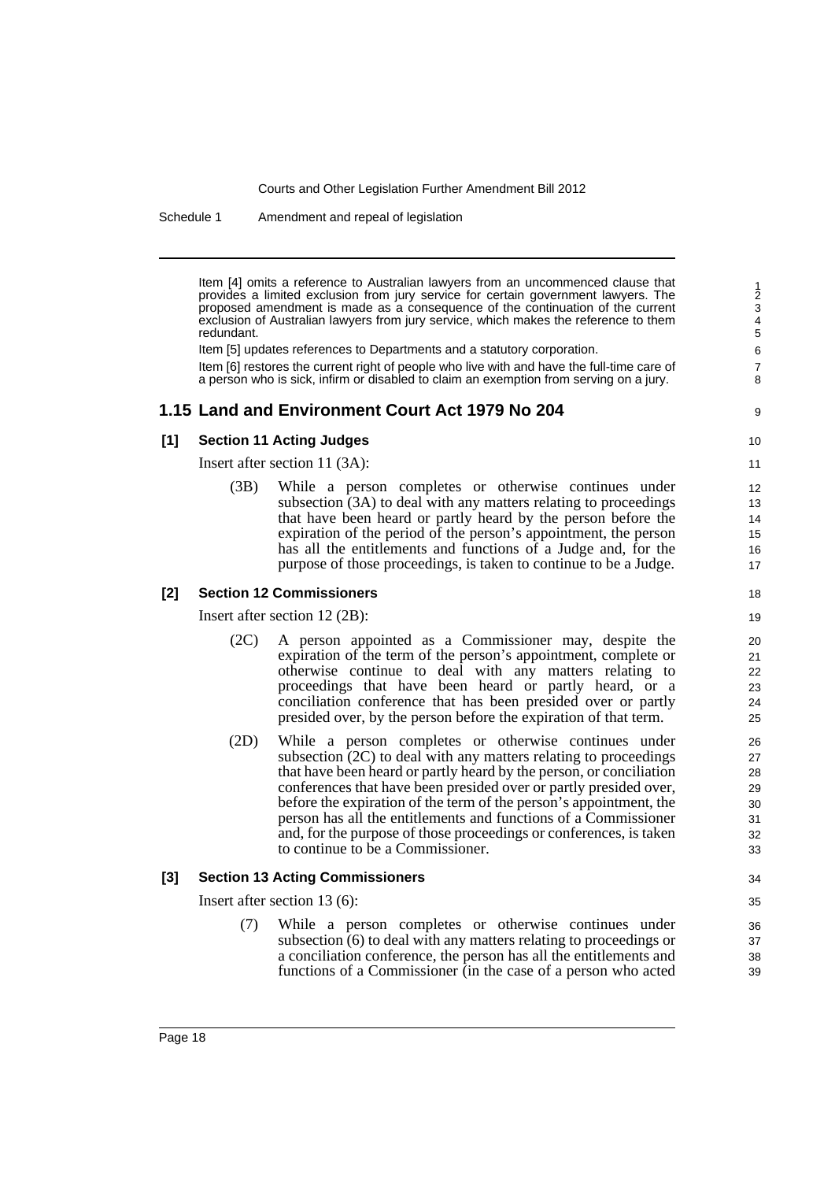Item [4] omits a reference to Australian lawyers from an uncommenced clause that provides a limited exclusion from jury service for certain government lawyers. The proposed amendment is made as a consequence of the continuation of the current exclusion of Australian lawyers from jury service, which makes the reference to them redundant.

Item [5] updates references to Departments and a statutory corporation.

Item [6] restores the current right of people who live with and have the full-time care of a person who is sick, infirm or disabled to claim an exemption from serving on a jury.

## 1.15 Land and Environment Court Act 1979 No 204

### [1] Section 11 Acting Judges

Insert after section 11 (3A):

(3B) While a person completes or otherwise continues under subsection (3A) to deal with any matters relating to proceedings that have been heard or partly heard by the person before the expiration of the period of the person's appointment, the person has all the entitlements and functions of a Judge and, for the purpose of those proceedings, is taken to continue to be a Judge.

### [2] Section 12 Commissioners

Insert after section 12 (2B):

(2C) A person appointed as a Commissioner may, despite the expiration of the term of the person's appointment, complete or otherwise continue to deal with any matters relating to proceedings that have been heard or partly heard, or a conciliation conference that has been presided over or partly presided over, by the person before the expiration of that term.

(2D) While a person completes or otherwise continues under subsection (2C) to deal with any matters relating to proceedings that have been heard or partly heard by the person, or conciliation conferences that have been presided over or partly presided over, before the expiration of the term of the person's appointment, the person has all the entitlements and functions of a Commissioner and, for the purpose of those proceedings or conferences, is taken to continue to be a Commissioner.

### [3] Section 13 Acting Commissioners

Insert after section 13 (6):

(7) While a person completes or otherwise continues under subsection (6) to deal with any matters relating to proceedings or a conciliation conference, the person has all the entitlements and functions of a Commissioner (in the case of a person who acted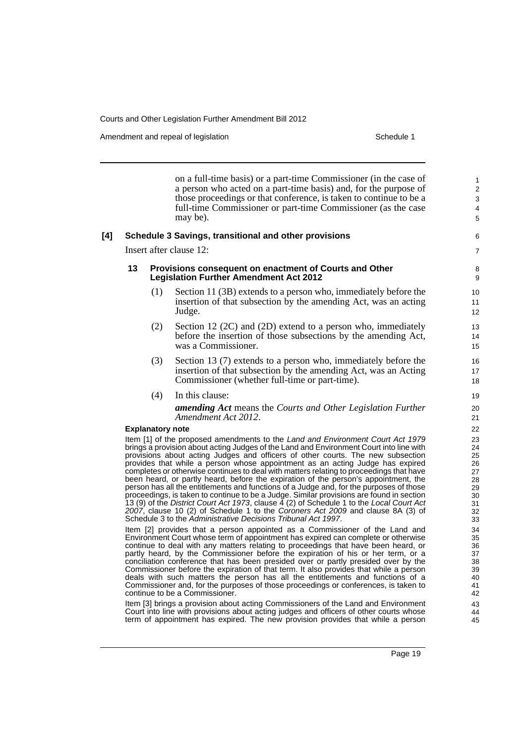on a full-time basis) or a part-time Commissioner (in the case of a person who acted on a part-time basis) and, for the purpose of those proceedings or that conference, is taken to continue to be a full-time Commissioner or part-time Commissioner (as the case may be).

**[4] Schedule 3 Savings, transitional and other provisions**

Insert after clause 12:

**13 Provisions consequent on enactment of Courts and Other Legislation Further Amendment Act 2012**

(1) Section 11 (3B) extends to a person who, immediately before the insertion of that subsection by the amending Act, was an acting Judge.

(2) Section 12 (2C) and (2D) extend to a person who, immediately before the insertion of those subsections by the amending Act, was a Commissioner.

(3) Section 13 (7) extends to a person who, immediately before the insertion of that subsection by the amending Act, was an Acting Commissioner (whether full-time or part-time).

(4) In this clause:

***amending Act*** means the *Courts and Other Legislation Further Amendment Act 2012*.

**Explanatory note**

Item [1] of the proposed amendments to the *Land and Environment Court Act 1979* brings a provision about acting Judges of the Land and Environment Court into line with provisions about acting Judges and officers of other courts. The new subsection provides that while a person whose appointment as an acting Judge has expired completes or otherwise continues to deal with matters relating to proceedings that have been heard, or partly heard, before the expiration of the person's appointment, the person has all the entitlements and functions of a Judge and, for the purposes of those proceedings, is taken to continue to be a Judge. Similar provisions are found in section 13 (9) of the *District Court Act 1973*, clause 4 (2) of Schedule 1 to the *Local Court Act 2007*, clause 10 (2) of Schedule 1 to the *Coroners Act 2009* and clause 8A (3) of Schedule 3 to the *Administrative Decisions Tribunal Act 1997*.

Item [2] provides that a person appointed as a Commissioner of the Land and Environment Court whose term of appointment has expired can complete or otherwise continue to deal with any matters relating to proceedings that have been heard, or partly heard, by the Commissioner before the expiration of his or her term, or a conciliation conference that has been presided over or partly presided over by the Commissioner before the expiration of that term. It also provides that while a person deals with such matters the person has all the entitlements and functions of a Commissioner and, for the purposes of those proceedings or conferences, is taken to continue to be a Commissioner.

Item [3] brings a provision about acting Commissioners of the Land and Environment Court into line with provisions about acting judges and officers of other courts whose term of appointment has expired. The new provision provides that while a person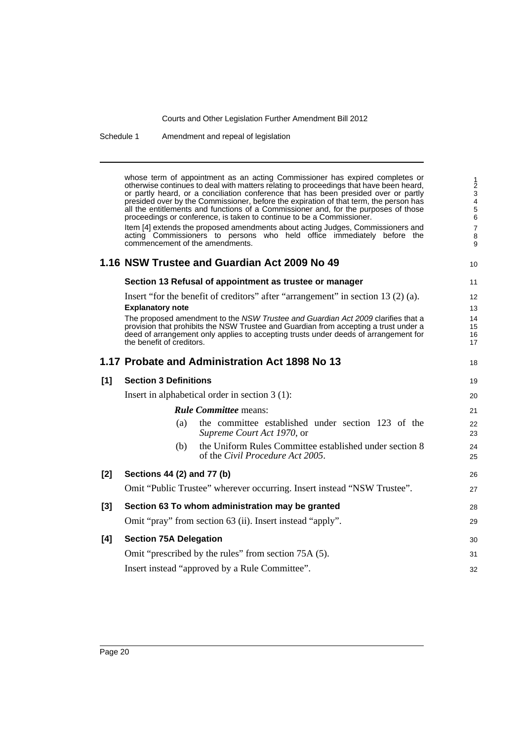whose term of appointment as an acting Commissioner has expired completes or otherwise continues to deal with matters relating to proceedings that have been heard, or partly heard, or a conciliation conference that has been presided over or partly presided over by the Commissioner, before the expiration of that term, the person has all the entitlements and functions of a Commissioner and, for the purposes of those proceedings or conference, is taken to continue to be a Commissioner.

Item [4] extends the proposed amendments about acting Judges, Commissioners and acting Commissioners to persons who held office immediately before the commencement of the amendments.

## 1.16 NSW Trustee and Guardian Act 2009 No 49

### Section 13 Refusal of appointment as trustee or manager

Insert "for the benefit of creditors" after "arrangement" in section 13 (2) (a).

**Explanatory note**

The proposed amendment to the *NSW Trustee and Guardian Act 2009* clarifies that a provision that prohibits the NSW Trustee and Guardian from accepting a trust under a deed of arrangement only applies to accepting trusts under deeds of arrangement for the benefit of creditors.

## 1.17 Probate and Administration Act 1898 No 13

### [1] Section 3 Definitions

Insert in alphabetical order in section 3 (1):

> ***Rule Committee*** means:
>
> (a) the committee established under section 123 of the *Supreme Court Act 1970*, or
>
> (b) the Uniform Rules Committee established under section 8 of the *Civil Procedure Act 2005*.

### [2] Sections 44 (2) and 77 (b)

Omit "Public Trustee" wherever occurring. Insert instead "NSW Trustee".

### [3] Section 63 To whom administration may be granted

Omit "pray" from section 63 (ii). Insert instead "apply".

### [4] Section 75A Delegation

Omit "prescribed by the rules" from section 75A (5).

Insert instead "approved by a Rule Committee".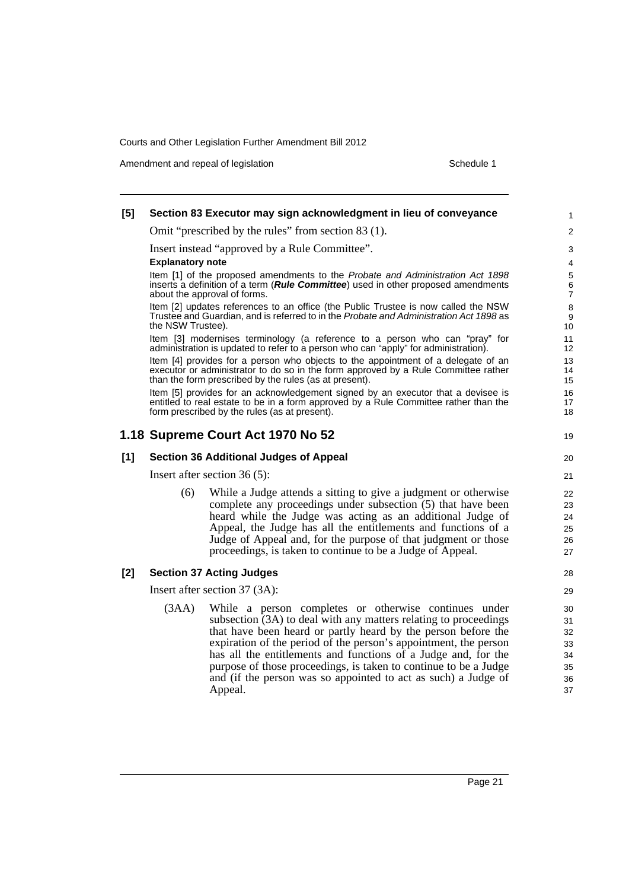**[5] Section 83 Executor may sign acknowledgment in lieu of conveyance**

Omit "prescribed by the rules" from section 83 (1).

Insert instead "approved by a Rule Committee".

**Explanatory note**

Item [1] of the proposed amendments to the *Probate and Administration Act 1898* inserts a definition of a term (***Rule Committee***) used in other proposed amendments about the approval of forms.

Item [2] updates references to an office (the Public Trustee is now called the NSW Trustee and Guardian, and is referred to in the *Probate and Administration Act 1898* as the NSW Trustee).

Item [3] modernises terminology (a reference to a person who can "pray" for administration is updated to refer to a person who can "apply" for administration).

Item [4] provides for a person who objects to the appointment of a delegate of an executor or administrator to do so in the form approved by a Rule Committee rather than the form prescribed by the rules (as at present).

Item [5] provides for an acknowledgement signed by an executor that a devisee is entitled to real estate to be in a form approved by a Rule Committee rather than the form prescribed by the rules (as at present).

## 1.18 Supreme Court Act 1970 No 52

**[1] Section 36 Additional Judges of Appeal**

Insert after section 36 (5):

(6) While a Judge attends a sitting to give a judgment or otherwise complete any proceedings under subsection (5) that have been heard while the Judge was acting as an additional Judge of Appeal, the Judge has all the entitlements and functions of a Judge of Appeal and, for the purpose of that judgment or those proceedings, is taken to continue to be a Judge of Appeal.

**[2] Section 37 Acting Judges**

Insert after section 37 (3A):

(3AA) While a person completes or otherwise continues under subsection (3A) to deal with any matters relating to proceedings that have been heard or partly heard by the person before the expiration of the period of the person's appointment, the person has all the entitlements and functions of a Judge and, for the purpose of those proceedings, is taken to continue to be a Judge and (if the person was so appointed to act as such) a Judge of Appeal.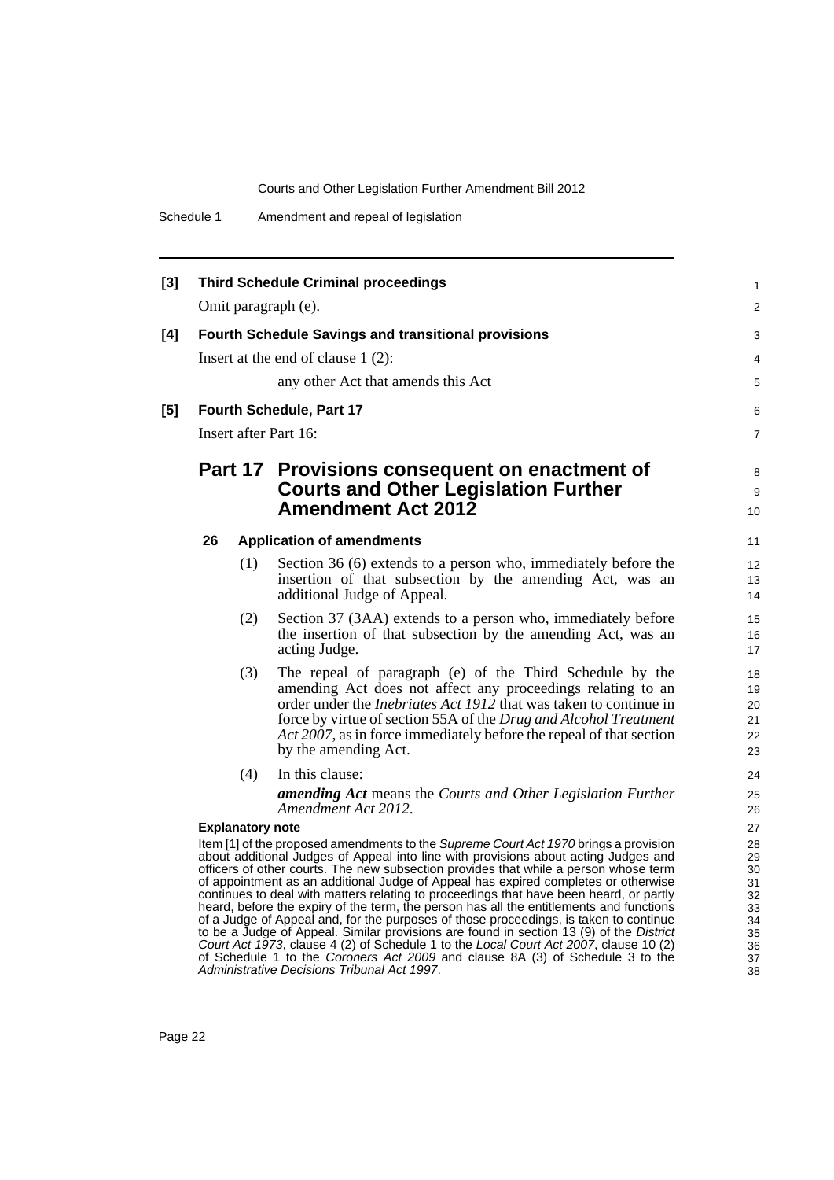**[3] Third Schedule Criminal proceedings**

Omit paragraph (e).

**[4] Fourth Schedule Savings and transitional provisions**

Insert at the end of clause 1 (2):

any other Act that amends this Act

**[5] Fourth Schedule, Part 17**

Insert after Part 16:

## Part 17 Provisions consequent on enactment of Courts and Other Legislation Further Amendment Act 2012

### 26 Application of amendments

(1) Section 36 (6) extends to a person who, immediately before the insertion of that subsection by the amending Act, was an additional Judge of Appeal.

(2) Section 37 (3AA) extends to a person who, immediately before the insertion of that subsection by the amending Act, was an acting Judge.

(3) The repeal of paragraph (e) of the Third Schedule by the amending Act does not affect any proceedings relating to an order under the *Inebriates Act 1912* that was taken to continue in force by virtue of section 55A of the *Drug and Alcohol Treatment Act 2007*, as in force immediately before the repeal of that section by the amending Act.

(4) In this clause:

***amending Act*** means the *Courts and Other Legislation Further Amendment Act 2012*.

**Explanatory note**

Item [1] of the proposed amendments to the *Supreme Court Act 1970* brings a provision about additional Judges of Appeal into line with provisions about acting Judges and officers of other courts. The new subsection provides that while a person whose term of appointment as an additional Judge of Appeal has expired completes or otherwise continues to deal with matters relating to proceedings that have been heard, or partly heard, before the expiry of the term, the person has all the entitlements and functions of a Judge of Appeal and, for the purposes of those proceedings, is taken to continue to be a Judge of Appeal. Similar provisions are found in section 13 (9) of the *District Court Act 1973*, clause 4 (2) of Schedule 1 to the *Local Court Act 2007*, clause 10 (2) of Schedule 1 to the *Coroners Act 2009* and clause 8A (3) of Schedule 3 to the *Administrative Decisions Tribunal Act 1997*.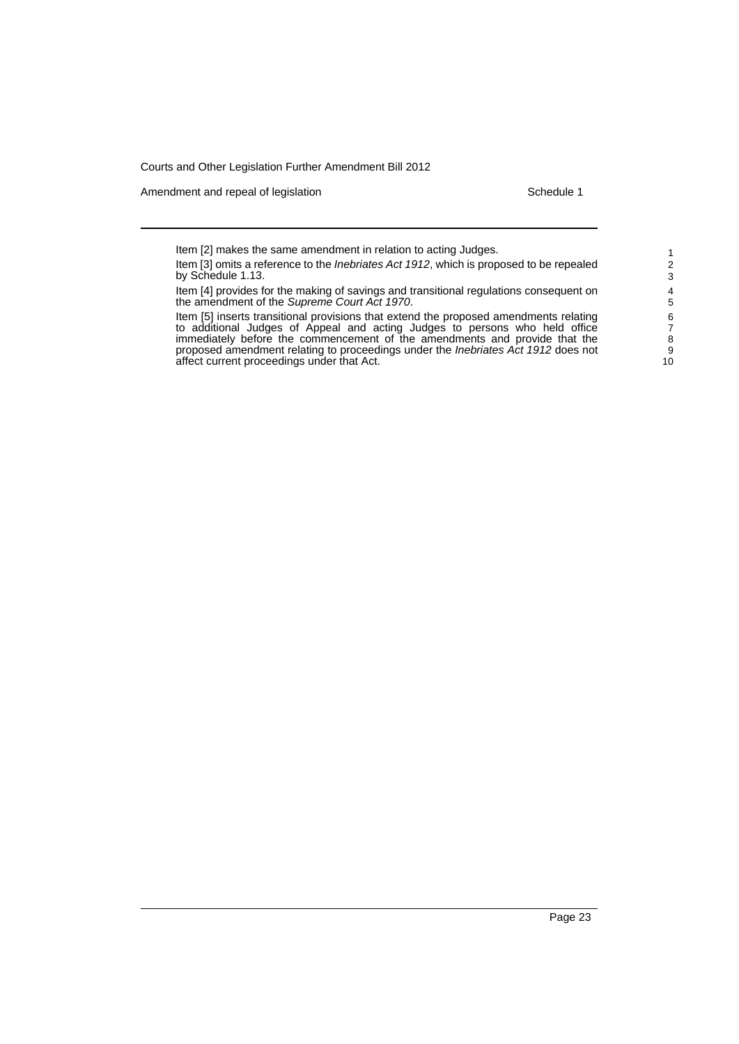Item [2] makes the same amendment in relation to acting Judges.

Item [3] omits a reference to the *Inebriates Act 1912*, which is proposed to be repealed by Schedule 1.13.

Item [4] provides for the making of savings and transitional regulations consequent on the amendment of the *Supreme Court Act 1970*.

Item [5] inserts transitional provisions that extend the proposed amendments relating to additional Judges of Appeal and acting Judges to persons who held office immediately before the commencement of the amendments and provide that the proposed amendment relating to proceedings under the *Inebriates Act 1912* does not affect current proceedings under that Act.